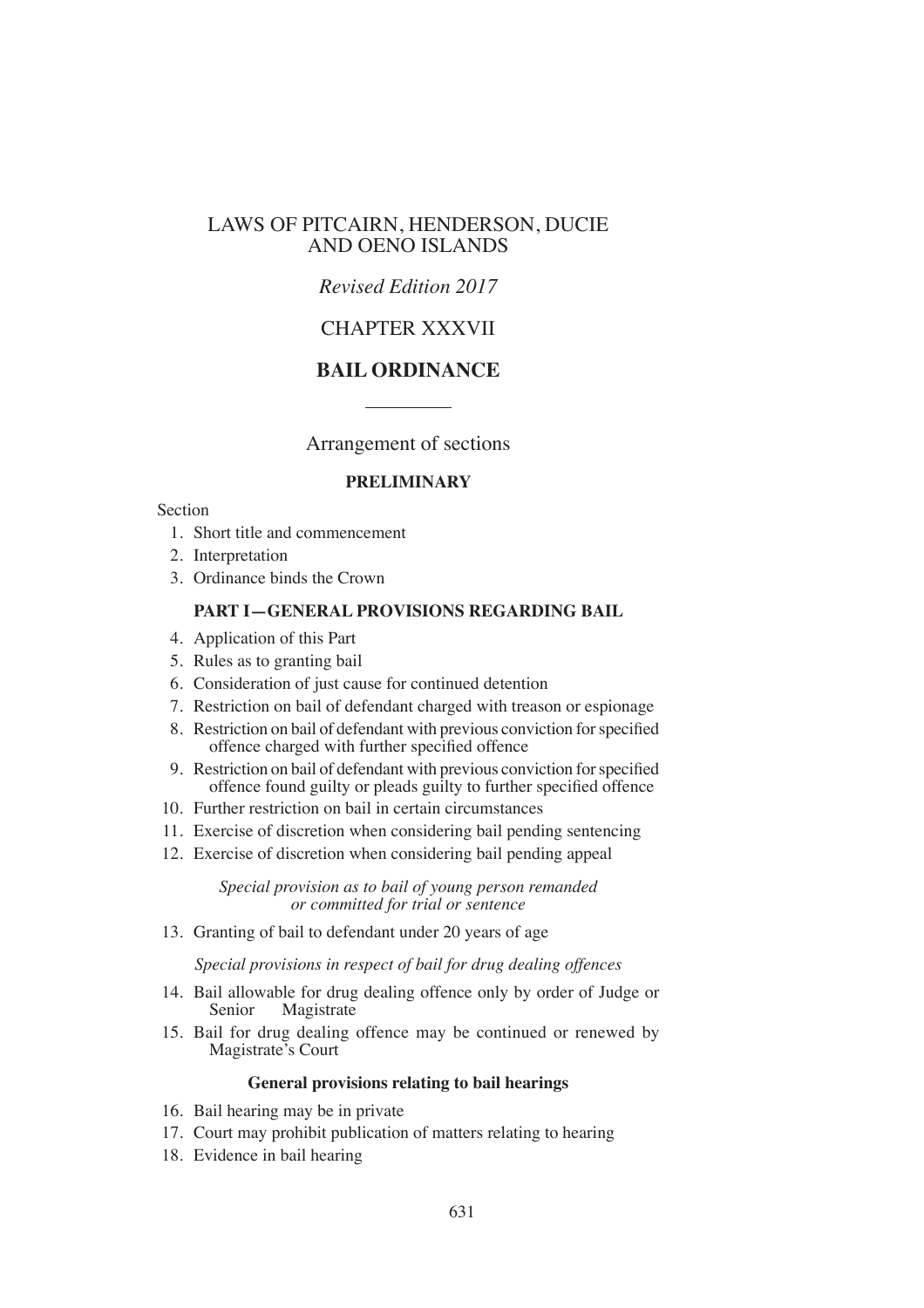# LAWS OF PITCAIRN, HENDERSON, DUCIE AND OENO ISLANDS

*Revised Edition 2017*

## CHAPTER XXXVII

## BAIL ORDINANCE

Arrangement of sections

**PRELIMINARY**

Section

1. Short title and commencement
2. Interpretation
3. Ordinance binds the Crown

**PART I—GENERAL PROVISIONS REGARDING BAIL**

4. Application of this Part
5. Rules as to granting bail
6. Consideration of just cause for continued detention
7. Restriction on bail of defendant charged with treason or espionage
8. Restriction on bail of defendant with previous conviction for specified offence charged with further specified offence
9. Restriction on bail of defendant with previous conviction for specified offence found guilty or pleads guilty to further specified offence
10. Further restriction on bail in certain circumstances
11. Exercise of discretion when considering bail pending sentencing
12. Exercise of discretion when considering bail pending appeal

*Special provision as to bail of young person remanded or committed for trial or sentence*

13. Granting of bail to defendant under 20 years of age

*Special provisions in respect of bail for drug dealing offences*

14. Bail allowable for drug dealing offence only by order of Judge or Senior Magistrate
15. Bail for drug dealing offence may be continued or renewed by Magistrate's Court

**General provisions relating to bail hearings**

16. Bail hearing may be in private
17. Court may prohibit publication of matters relating to hearing
18. Evidence in bail hearing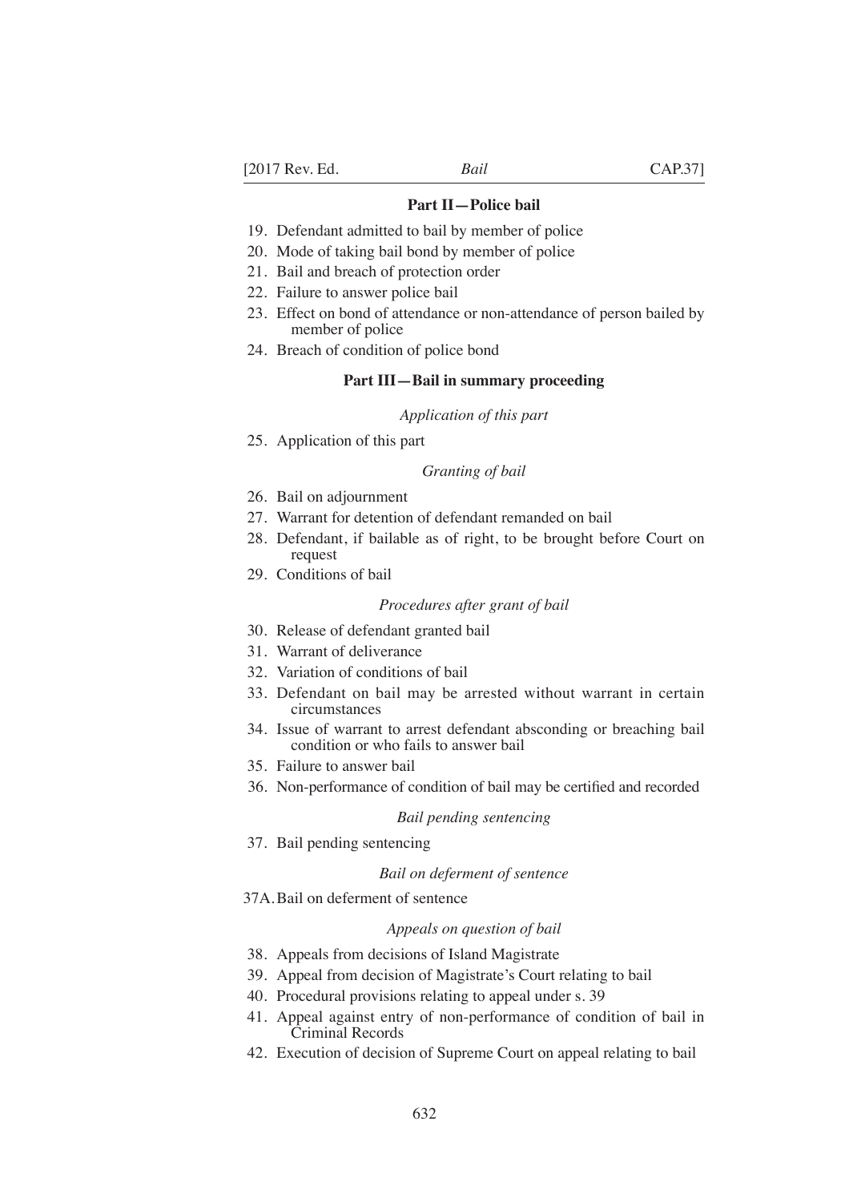**Part II—Police bail**

19. Defendant admitted to bail by member of police
20. Mode of taking bail bond by member of police
21. Bail and breach of protection order
22. Failure to answer police bail
23. Effect on bond of attendance or non-attendance of person bailed by member of police
24. Breach of condition of police bond

**Part III—Bail in summary proceeding**

*Application of this part*

25. Application of this part

*Granting of bail*

26. Bail on adjournment
27. Warrant for detention of defendant remanded on bail
28. Defendant, if bailable as of right, to be brought before Court on request
29. Conditions of bail

*Procedures after grant of bail*

30. Release of defendant granted bail
31. Warrant of deliverance
32. Variation of conditions of bail
33. Defendant on bail may be arrested without warrant in certain circumstances
34. Issue of warrant to arrest defendant absconding or breaching bail condition or who fails to answer bail
35. Failure to answer bail
36. Non-performance of condition of bail may be certified and recorded

*Bail pending sentencing*

37. Bail pending sentencing

*Bail on deferment of sentence*

37A. Bail on deferment of sentence

*Appeals on question of bail*

38. Appeals from decisions of Island Magistrate
39. Appeal from decision of Magistrate's Court relating to bail
40. Procedural provisions relating to appeal under s. 39
41. Appeal against entry of non-performance of condition of bail in Criminal Records
42. Execution of decision of Supreme Court on appeal relating to bail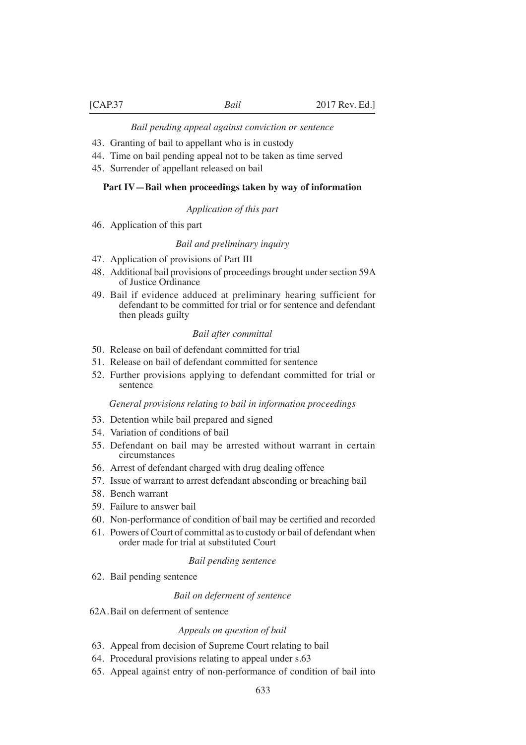*Bail pending appeal against conviction or sentence*

43. Granting of bail to appellant who is in custody
44. Time on bail pending appeal not to be taken as time served
45. Surrender of appellant released on bail

**Part IV—Bail when proceedings taken by way of information**

*Application of this part*

46. Application of this part

*Bail and preliminary inquiry*

47. Application of provisions of Part III
48. Additional bail provisions of proceedings brought under section 59A of Justice Ordinance
49. Bail if evidence adduced at preliminary hearing sufficient for defendant to be committed for trial or for sentence and defendant then pleads guilty

*Bail after committal*

50. Release on bail of defendant committed for trial
51. Release on bail of defendant committed for sentence
52. Further provisions applying to defendant committed for trial or sentence

*General provisions relating to bail in information proceedings*

53. Detention while bail prepared and signed
54. Variation of conditions of bail
55. Defendant on bail may be arrested without warrant in certain circumstances
56. Arrest of defendant charged with drug dealing offence
57. Issue of warrant to arrest defendant absconding or breaching bail
58. Bench warrant
59. Failure to answer bail
60. Non-performance of condition of bail may be certified and recorded
61. Powers of Court of committal as to custody or bail of defendant when order made for trial at substituted Court

*Bail pending sentence*

62. Bail pending sentence

*Bail on deferment of sentence*

62A. Bail on deferment of sentence

*Appeals on question of bail*

63. Appeal from decision of Supreme Court relating to bail
64. Procedural provisions relating to appeal under s.63
65. Appeal against entry of non-performance of condition of bail into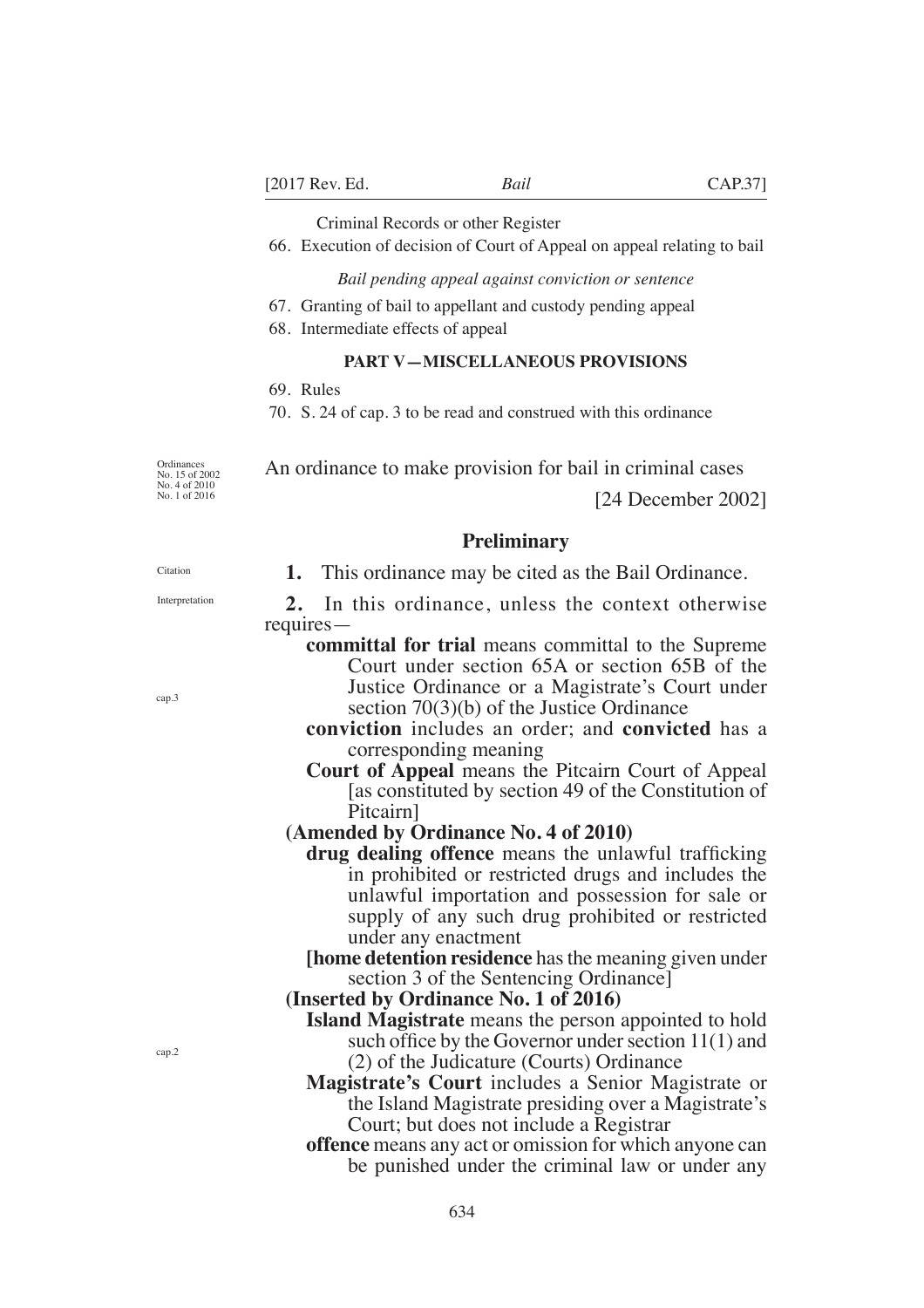Criminal Records or other Register

66. Execution of decision of Court of Appeal on appeal relating to bail

*Bail pending appeal against conviction or sentence*

67. Granting of bail to appellant and custody pending appeal

68. Intermediate effects of appeal

**PART V—MISCELLANEOUS PROVISIONS**

69. Rules

70. S. 24 of cap. 3 to be read and construed with this ordinance

Ordinances No. 15 of 2002 No. 4 of 2010 No. 1 of 2016

An ordinance to make provision for bail in criminal cases

[24 December 2002]

## Preliminary

Citation

**1.** This ordinance may be cited as the Bail Ordinance.

Interpretation

**2.** In this ordinance, unless the context otherwise requires—

cap.3

**committal for trial** means committal to the Supreme Court under section 65A or section 65B of the Justice Ordinance or a Magistrate's Court under section 70(3)(b) of the Justice Ordinance

**conviction** includes an order; and **convicted** has a corresponding meaning

**Court of Appeal** means the Pitcairn Court of Appeal [as constituted by section 49 of the Constitution of Pitcairn]

**(Amended by Ordinance No. 4 of 2010)**

**drug dealing offence** means the unlawful trafficking in prohibited or restricted drugs and includes the unlawful importation and possession for sale or supply of any such drug prohibited or restricted under any enactment

**[home detention residence** has the meaning given under section 3 of the Sentencing Ordinance]

**(Inserted by Ordinance No. 1 of 2016)**

cap.2

**Island Magistrate** means the person appointed to hold such office by the Governor under section 11(1) and (2) of the Judicature (Courts) Ordinance

**Magistrate's Court** includes a Senior Magistrate or the Island Magistrate presiding over a Magistrate's Court; but does not include a Registrar

**offence** means any act or omission for which anyone can be punished under the criminal law or under any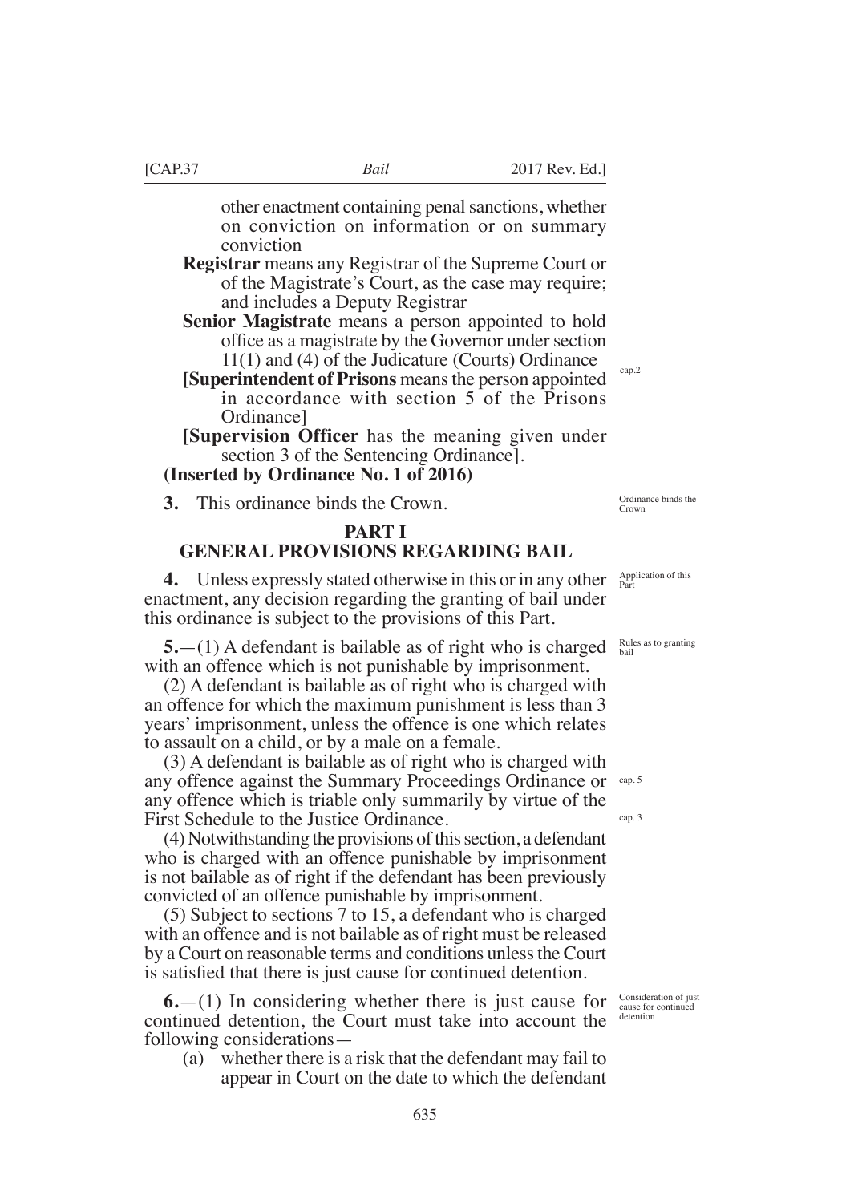other enactment containing penal sanctions, whether on conviction on information or on summary conviction

**Registrar** means any Registrar of the Supreme Court or of the Magistrate's Court, as the case may require; and includes a Deputy Registrar

**Senior Magistrate** means a person appointed to hold office as a magistrate by the Governor under section 11(1) and (4) of the Judicature (Courts) Ordinance cap.2

[**Superintendent of Prisons** means the person appointed in accordance with section 5 of the Prisons Ordinance]

[**Supervision Officer** has the meaning given under section 3 of the Sentencing Ordinance].

**(Inserted by Ordinance No. 1 of 2016)**

Ordinance binds the Crown

**3.** This ordinance binds the Crown.

## PART I
## GENERAL PROVISIONS REGARDING BAIL

Application of this Part

**4.** Unless expressly stated otherwise in this or in any other enactment, any decision regarding the granting of bail under this ordinance is subject to the provisions of this Part.

Rules as to granting bail

**5.**—(1) A defendant is bailable as of right who is charged with an offence which is not punishable by imprisonment.

(2) A defendant is bailable as of right who is charged with an offence for which the maximum punishment is less than 3 years' imprisonment, unless the offence is one which relates to assault on a child, or by a male on a female.

(3) A defendant is bailable as of right who is charged with any offence against the Summary Proceedings Ordinance or any offence which is triable only summarily by virtue of the First Schedule to the Justice Ordinance. cap. 5 cap. 3

(4) Notwithstanding the provisions of this section, a defendant who is charged with an offence punishable by imprisonment is not bailable as of right if the defendant has been previously convicted of an offence punishable by imprisonment.

(5) Subject to sections 7 to 15, a defendant who is charged with an offence and is not bailable as of right must be released by a Court on reasonable terms and conditions unless the Court is satisfied that there is just cause for continued detention.

Consideration of just cause for continued detention

**6.**—(1) In considering whether there is just cause for continued detention, the Court must take into account the following considerations—

(a) whether there is a risk that the defendant may fail to appear in Court on the date to which the defendant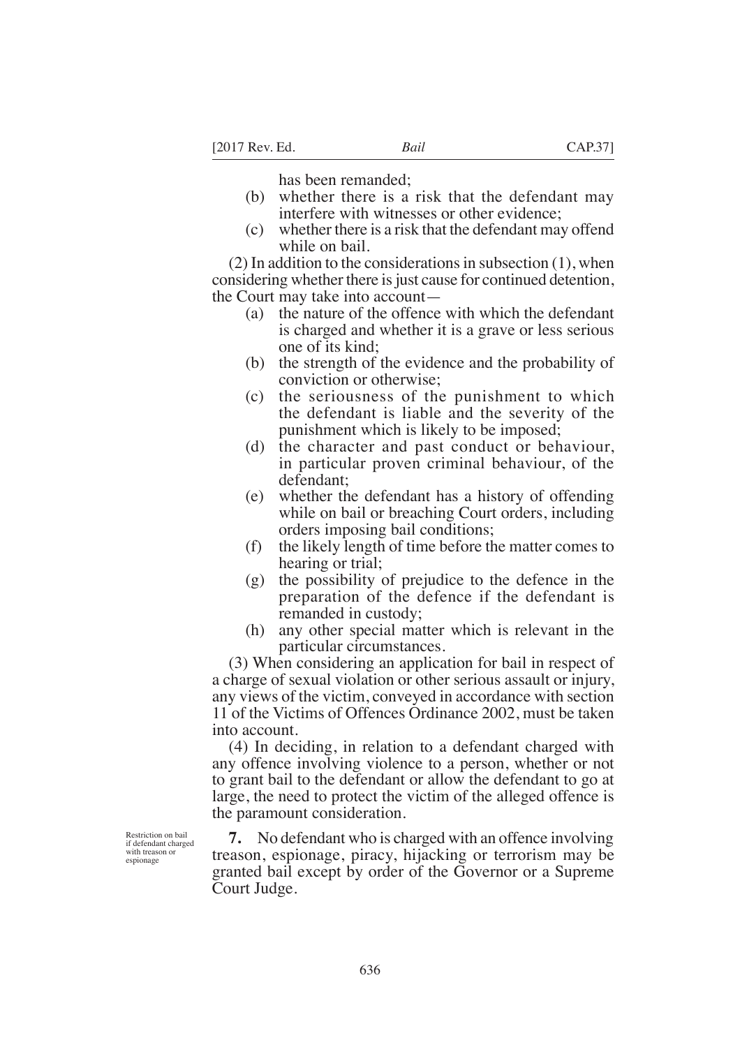has been remanded;

(b) whether there is a risk that the defendant may interfere with witnesses or other evidence;

(c) whether there is a risk that the defendant may offend while on bail.

(2) In addition to the considerations in subsection (1), when considering whether there is just cause for continued detention, the Court may take into account—

(a) the nature of the offence with which the defendant is charged and whether it is a grave or less serious one of its kind;

(b) the strength of the evidence and the probability of conviction or otherwise;

(c) the seriousness of the punishment to which the defendant is liable and the severity of the punishment which is likely to be imposed;

(d) the character and past conduct or behaviour, in particular proven criminal behaviour, of the defendant;

(e) whether the defendant has a history of offending while on bail or breaching Court orders, including orders imposing bail conditions;

(f) the likely length of time before the matter comes to hearing or trial;

(g) the possibility of prejudice to the defence in the preparation of the defence if the defendant is remanded in custody;

(h) any other special matter which is relevant in the particular circumstances.

(3) When considering an application for bail in respect of a charge of sexual violation or other serious assault or injury, any views of the victim, conveyed in accordance with section 11 of the Victims of Offences Ordinance 2002, must be taken into account.

(4) In deciding, in relation to a defendant charged with any offence involving violence to a person, whether or not to grant bail to the defendant or allow the defendant to go at large, the need to protect the victim of the alleged offence is the paramount consideration.

Restriction on bail if defendant charged with treason or espionage

**7.** No defendant who is charged with an offence involving treason, espionage, piracy, hijacking or terrorism may be granted bail except by order of the Governor or a Supreme Court Judge.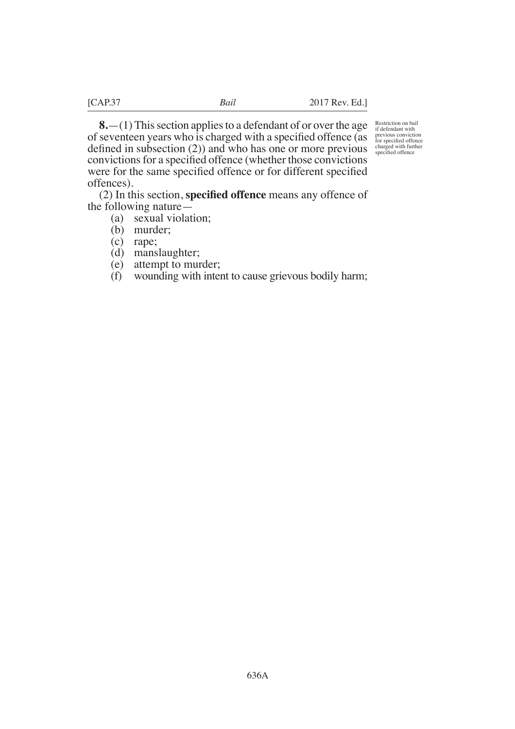**8.**—(1) This section applies to a defendant of or over the age of seventeen years who is charged with a specified offence (as defined in subsection (2)) and who has one or more previous convictions for a specified offence (whether those convictions were for the same specified offence or for different specified offences).

*Restriction on bail if defendant with previous conviction for specified offence charged with further specified offence*

(2) In this section, **specified offence** means any offence of the following nature—

(a) sexual violation;

(b) murder;

(c) rape;

(d) manslaughter;

(e) attempt to murder;

(f) wounding with intent to cause grievous bodily harm;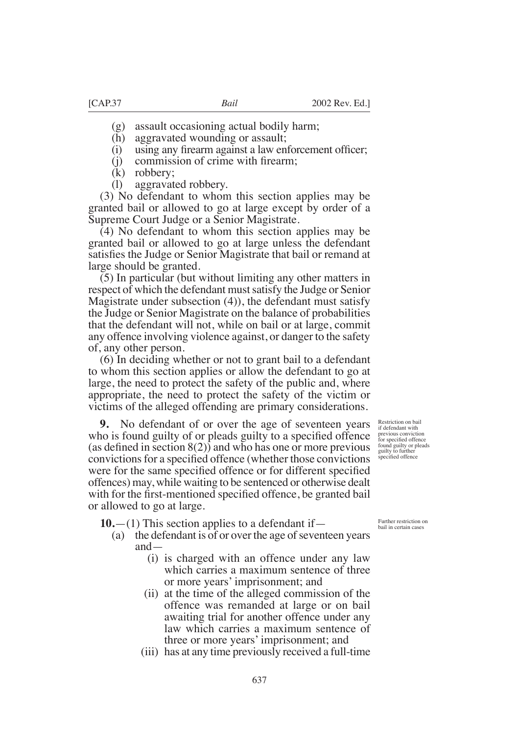(g) assault occasioning actual bodily harm;
(h) aggravated wounding or assault;
(i) using any firearm against a law enforcement officer;
(j) commission of crime with firearm;
(k) robbery;
(l) aggravated robbery.

(3) No defendant to whom this section applies may be granted bail or allowed to go at large except by order of a Supreme Court Judge or a Senior Magistrate.

(4) No defendant to whom this section applies may be granted bail or allowed to go at large unless the defendant satisfies the Judge or Senior Magistrate that bail or remand at large should be granted.

(5) In particular (but without limiting any other matters in respect of which the defendant must satisfy the Judge or Senior Magistrate under subsection (4)), the defendant must satisfy the Judge or Senior Magistrate on the balance of probabilities that the defendant will not, while on bail or at large, commit any offence involving violence against, or danger to the safety of, any other person.

(6) In deciding whether or not to grant bail to a defendant to whom this section applies or allow the defendant to go at large, the need to protect the safety of the public and, where appropriate, the need to protect the safety of the victim or victims of the alleged offending are primary considerations.

Restriction on bail if defendant with previous conviction for specified offence found guilty or pleads guilty to further specified offence

**9.** No defendant of or over the age of seventeen years who is found guilty of or pleads guilty to a specified offence (as defined in section 8(2)) and who has one or more previous convictions for a specified offence (whether those convictions were for the same specified offence or for different specified offences) may, while waiting to be sentenced or otherwise dealt with for the first-mentioned specified offence, be granted bail or allowed to go at large.

Further restriction on bail in certain cases

**10.**—(1) This section applies to a defendant if—

(a) the defendant is of or over the age of seventeen years and—

(i) is charged with an offence under any law which carries a maximum sentence of three or more years' imprisonment; and

(ii) at the time of the alleged commission of the offence was remanded at large or on bail awaiting trial for another offence under any law which carries a maximum sentence of three or more years' imprisonment; and

(iii) has at any time previously received a full-time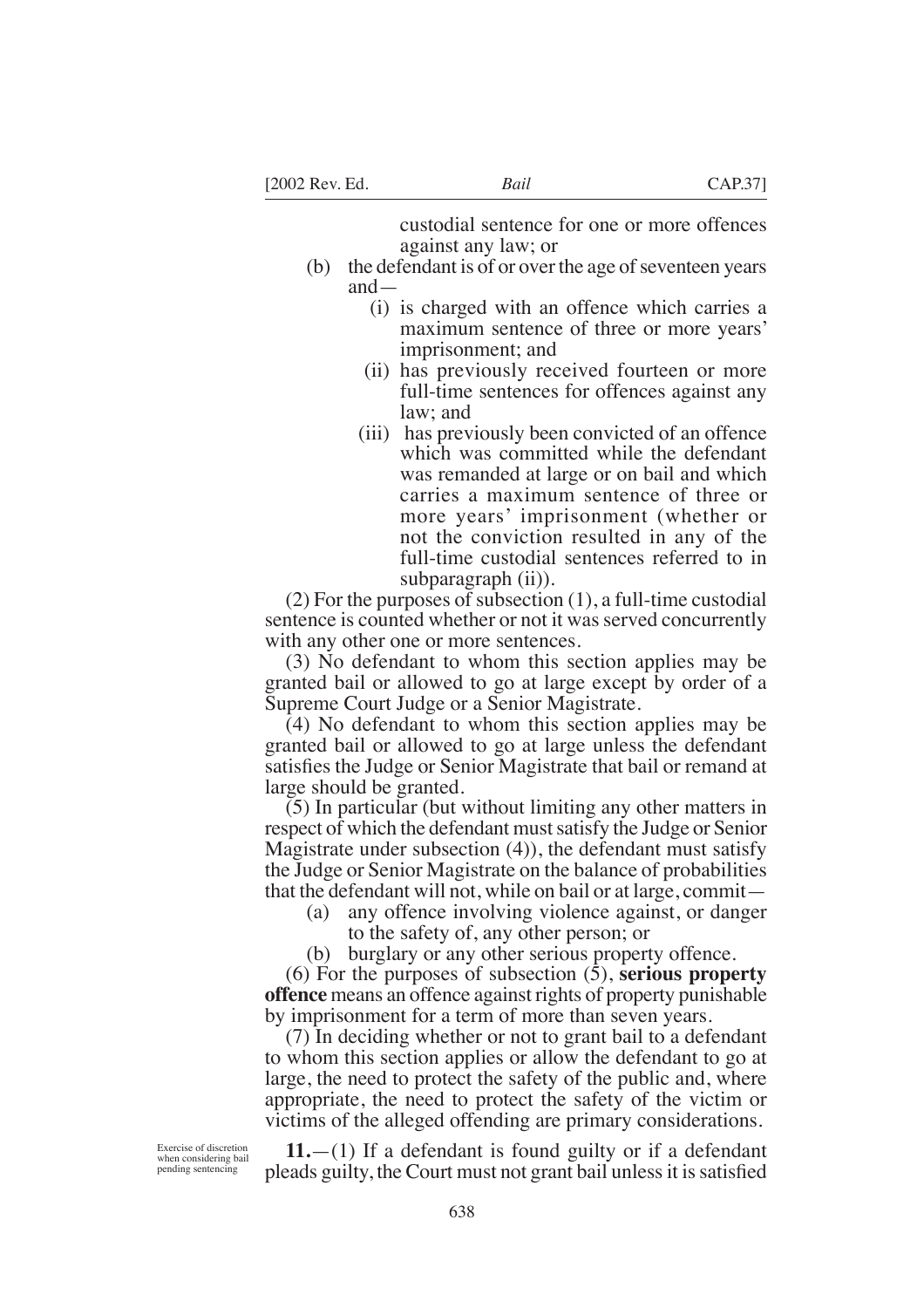custodial sentence for one or more offences against any law; or

(b) the defendant is of or over the age of seventeen years and—

(i) is charged with an offence which carries a maximum sentence of three or more years' imprisonment; and

(ii) has previously received fourteen or more full-time sentences for offences against any law; and

(iii) has previously been convicted of an offence which was committed while the defendant was remanded at large or on bail and which carries a maximum sentence of three or more years' imprisonment (whether or not the conviction resulted in any of the full-time custodial sentences referred to in subparagraph (ii)).

(2) For the purposes of subsection (1), a full-time custodial sentence is counted whether or not it was served concurrently with any other one or more sentences.

(3) No defendant to whom this section applies may be granted bail or allowed to go at large except by order of a Supreme Court Judge or a Senior Magistrate.

(4) No defendant to whom this section applies may be granted bail or allowed to go at large unless the defendant satisfies the Judge or Senior Magistrate that bail or remand at large should be granted.

(5) In particular (but without limiting any other matters in respect of which the defendant must satisfy the Judge or Senior Magistrate under subsection (4)), the defendant must satisfy the Judge or Senior Magistrate on the balance of probabilities that the defendant will not, while on bail or at large, commit—

(a) any offence involving violence against, or danger to the safety of, any other person; or

(b) burglary or any other serious property offence.

(6) For the purposes of subsection (5), **serious property offence** means an offence against rights of property punishable by imprisonment for a term of more than seven years.

(7) In deciding whether or not to grant bail to a defendant to whom this section applies or allow the defendant to go at large, the need to protect the safety of the public and, where appropriate, the need to protect the safety of the victim or victims of the alleged offending are primary considerations.

Exercise of discretion when considering bail pending sentencing

**11.**—(1) If a defendant is found guilty or if a defendant pleads guilty, the Court must not grant bail unless it is satisfied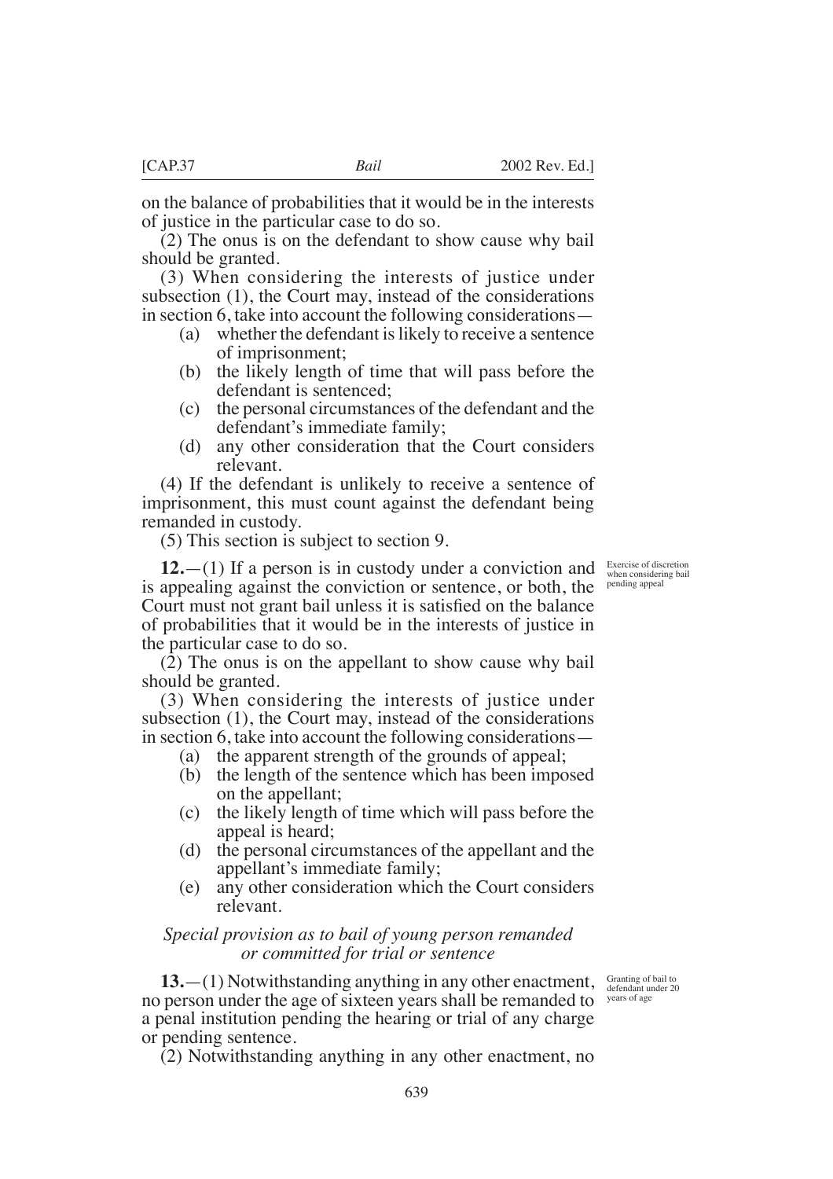on the balance of probabilities that it would be in the interests of justice in the particular case to do so.

(2) The onus is on the defendant to show cause why bail should be granted.

(3) When considering the interests of justice under subsection (1), the Court may, instead of the considerations in section 6, take into account the following considerations—

- (a) whether the defendant is likely to receive a sentence of imprisonment;
- (b) the likely length of time that will pass before the defendant is sentenced;
- (c) the personal circumstances of the defendant and the defendant's immediate family;
- (d) any other consideration that the Court considers relevant.

(4) If the defendant is unlikely to receive a sentence of imprisonment, this must count against the defendant being remanded in custody.

(5) This section is subject to section 9.

Exercise of discretion when considering bail pending appeal

**12.**—(1) If a person is in custody under a conviction and is appealing against the conviction or sentence, or both, the Court must not grant bail unless it is satisfied on the balance of probabilities that it would be in the interests of justice in the particular case to do so.

(2) The onus is on the appellant to show cause why bail should be granted.

(3) When considering the interests of justice under subsection (1), the Court may, instead of the considerations in section 6, take into account the following considerations—

- (a) the apparent strength of the grounds of appeal;
- (b) the length of the sentence which has been imposed on the appellant;
- (c) the likely length of time which will pass before the appeal is heard;
- (d) the personal circumstances of the appellant and the appellant's immediate family;
- (e) any other consideration which the Court considers relevant.

*Special provision as to bail of young person remanded or committed for trial or sentence*

Granting of bail to defendant under 20 years of age

**13.**—(1) Notwithstanding anything in any other enactment, no person under the age of sixteen years shall be remanded to a penal institution pending the hearing or trial of any charge or pending sentence.

(2) Notwithstanding anything in any other enactment, no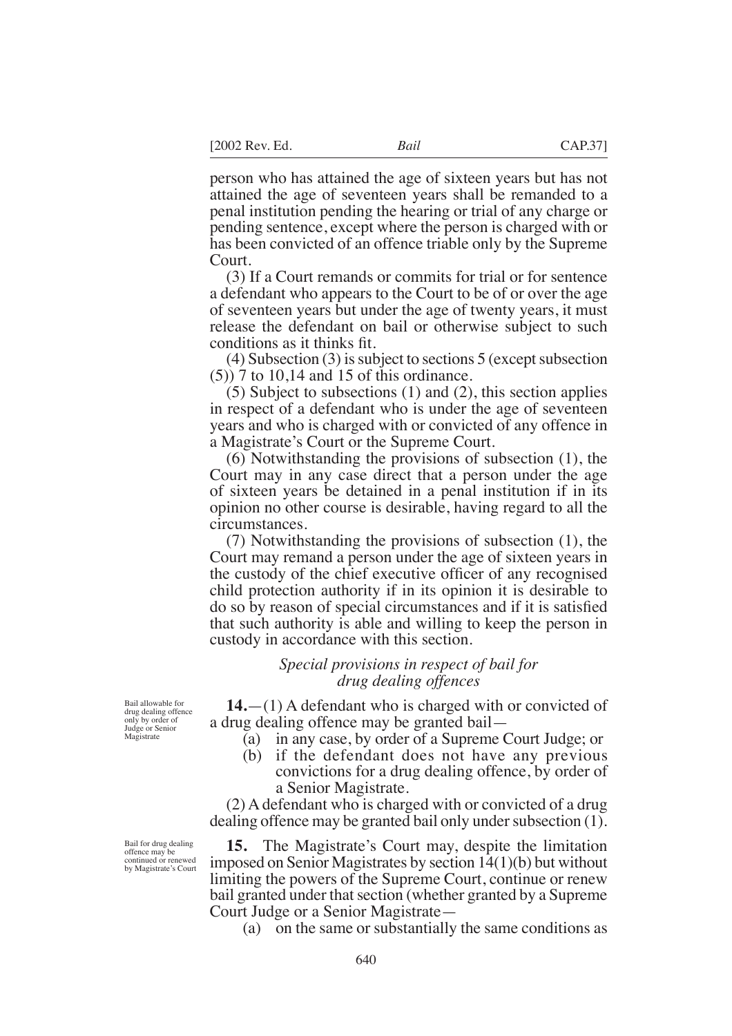person who has attained the age of sixteen years but has not attained the age of seventeen years shall be remanded to a penal institution pending the hearing or trial of any charge or pending sentence, except where the person is charged with or has been convicted of an offence triable only by the Supreme Court.

(3) If a Court remands or commits for trial or for sentence a defendant who appears to the Court to be of or over the age of seventeen years but under the age of twenty years, it must release the defendant on bail or otherwise subject to such conditions as it thinks fit.

(4) Subsection (3) is subject to sections 5 (except subsection (5)) 7 to 10,14 and 15 of this ordinance.

(5) Subject to subsections (1) and (2), this section applies in respect of a defendant who is under the age of seventeen years and who is charged with or convicted of any offence in a Magistrate's Court or the Supreme Court.

(6) Notwithstanding the provisions of subsection (1), the Court may in any case direct that a person under the age of sixteen years be detained in a penal institution if in its opinion no other course is desirable, having regard to all the circumstances.

(7) Notwithstanding the provisions of subsection (1), the Court may remand a person under the age of sixteen years in the custody of the chief executive officer of any recognised child protection authority if in its opinion it is desirable to do so by reason of special circumstances and if it is satisfied that such authority is able and willing to keep the person in custody in accordance with this section.

*Special provisions in respect of bail for drug dealing offences*

Bail allowable for drug dealing offence only by order of Judge or Senior Magistrate

**14.**—(1) A defendant who is charged with or convicted of a drug dealing offence may be granted bail—

(a) in any case, by order of a Supreme Court Judge; or

(b) if the defendant does not have any previous convictions for a drug dealing offence, by order of a Senior Magistrate.

(2) A defendant who is charged with or convicted of a drug dealing offence may be granted bail only under subsection (1).

Bail for drug dealing offence may be continued or renewed by Magistrate's Court

**15.** The Magistrate's Court may, despite the limitation imposed on Senior Magistrates by section 14(1)(b) but without limiting the powers of the Supreme Court, continue or renew bail granted under that section (whether granted by a Supreme Court Judge or a Senior Magistrate—

(a) on the same or substantially the same conditions as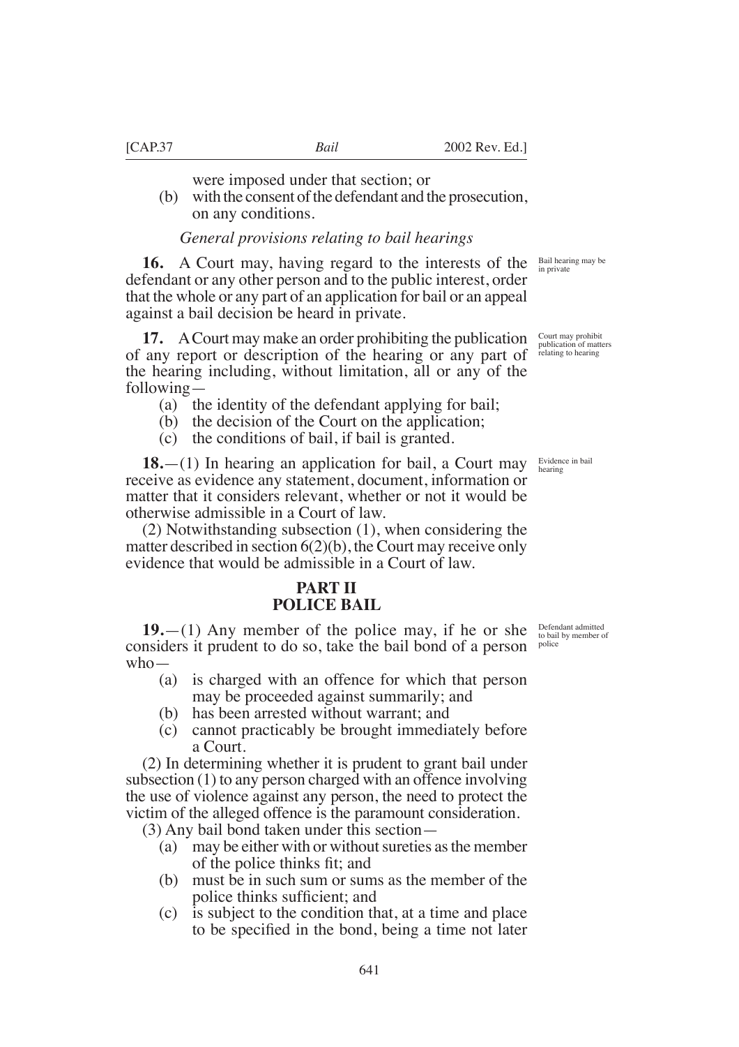were imposed under that section; or

(b) with the consent of the defendant and the prosecution, on any conditions.

*General provisions relating to bail hearings*

Bail hearing may be in private

**16.** A Court may, having regard to the interests of the defendant or any other person and to the public interest, order that the whole or any part of an application for bail or an appeal against a bail decision be heard in private.

Court may prohibit publication of matters relating to hearing

**17.** A Court may make an order prohibiting the publication of any report or description of the hearing or any part of the hearing including, without limitation, all or any of the following—

(a) the identity of the defendant applying for bail;

(b) the decision of the Court on the application;

(c) the conditions of bail, if bail is granted.

Evidence in bail hearing

**18.**—(1) In hearing an application for bail, a Court may receive as evidence any statement, document, information or matter that it considers relevant, whether or not it would be otherwise admissible in a Court of law.

(2) Notwithstanding subsection (1), when considering the matter described in section 6(2)(b), the Court may receive only evidence that would be admissible in a Court of law.

## PART II
## POLICE BAIL

Defendant admitted to bail by member of police

**19.**—(1) Any member of the police may, if he or she considers it prudent to do so, take the bail bond of a person who—

(a) is charged with an offence for which that person may be proceeded against summarily; and

(b) has been arrested without warrant; and

(c) cannot practicably be brought immediately before a Court.

(2) In determining whether it is prudent to grant bail under subsection (1) to any person charged with an offence involving the use of violence against any person, the need to protect the victim of the alleged offence is the paramount consideration.

(3) Any bail bond taken under this section—

(a) may be either with or without sureties as the member of the police thinks fit; and

(b) must be in such sum or sums as the member of the police thinks sufficient; and

(c) is subject to the condition that, at a time and place to be specified in the bond, being a time not later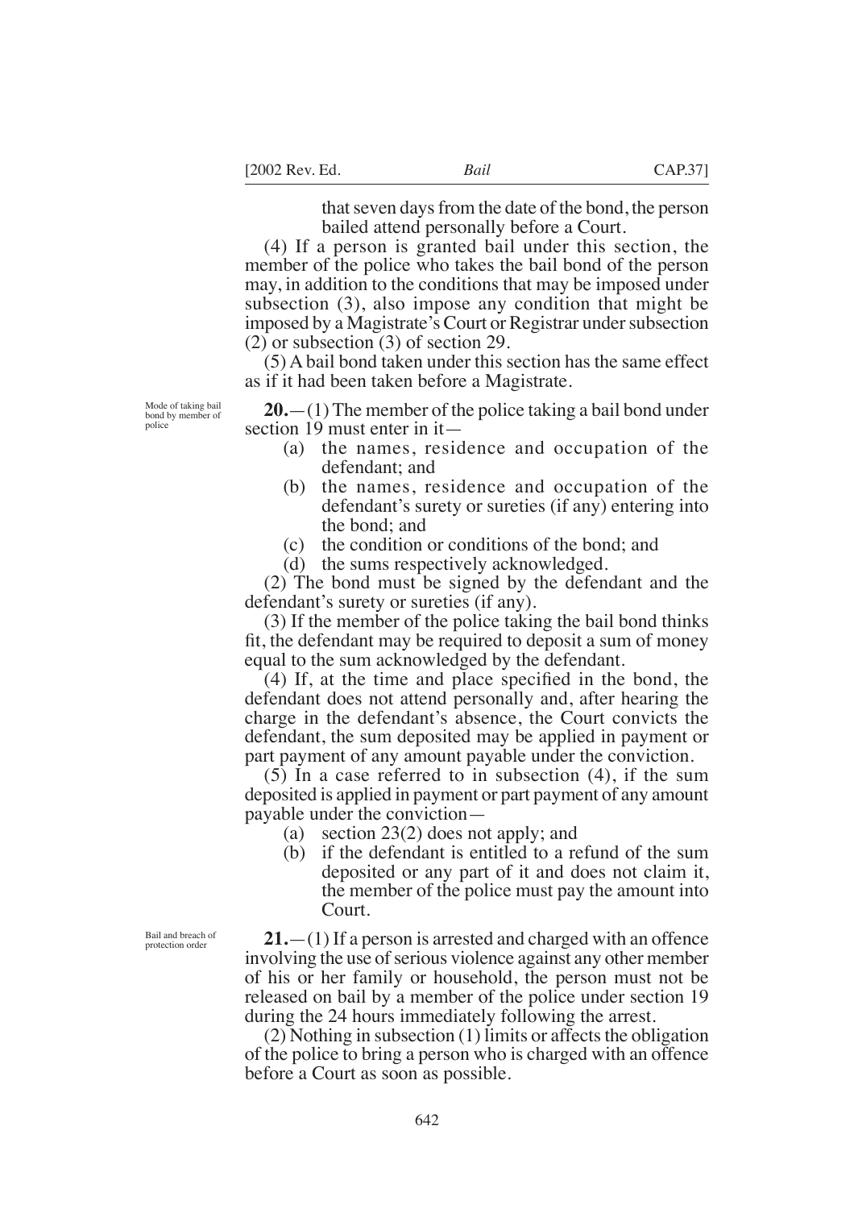that seven days from the date of the bond, the person bailed attend personally before a Court.

(4) If a person is granted bail under this section, the member of the police who takes the bail bond of the person may, in addition to the conditions that may be imposed under subsection (3), also impose any condition that might be imposed by a Magistrate's Court or Registrar under subsection (2) or subsection (3) of section 29.

(5) A bail bond taken under this section has the same effect as if it had been taken before a Magistrate.

Mode of taking bail bond by member of police

**20.**—(1) The member of the police taking a bail bond under section 19 must enter in it—

(a) the names, residence and occupation of the defendant; and

(b) the names, residence and occupation of the defendant's surety or sureties (if any) entering into the bond; and

(c) the condition or conditions of the bond; and

(d) the sums respectively acknowledged.

(2) The bond must be signed by the defendant and the defendant's surety or sureties (if any).

(3) If the member of the police taking the bail bond thinks fit, the defendant may be required to deposit a sum of money equal to the sum acknowledged by the defendant.

(4) If, at the time and place specified in the bond, the defendant does not attend personally and, after hearing the charge in the defendant's absence, the Court convicts the defendant, the sum deposited may be applied in payment or part payment of any amount payable under the conviction.

(5) In a case referred to in subsection (4), if the sum deposited is applied in payment or part payment of any amount payable under the conviction—

(a) section 23(2) does not apply; and

(b) if the defendant is entitled to a refund of the sum deposited or any part of it and does not claim it, the member of the police must pay the amount into Court.

Bail and breach of protection order

**21.**—(1) If a person is arrested and charged with an offence involving the use of serious violence against any other member of his or her family or household, the person must not be released on bail by a member of the police under section 19 during the 24 hours immediately following the arrest.

(2) Nothing in subsection (1) limits or affects the obligation of the police to bring a person who is charged with an offence before a Court as soon as possible.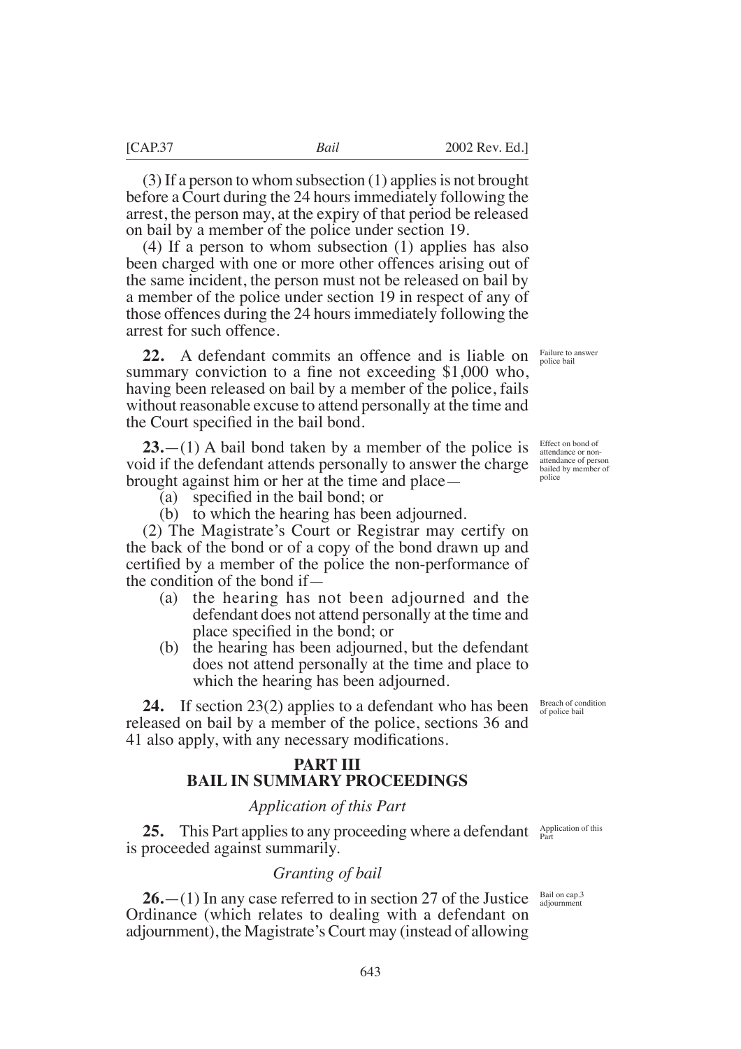(3) If a person to whom subsection (1) applies is not brought before a Court during the 24 hours immediately following the arrest, the person may, at the expiry of that period be released on bail by a member of the police under section 19.

(4) If a person to whom subsection (1) applies has also been charged with one or more other offences arising out of the same incident, the person must not be released on bail by a member of the police under section 19 in respect of any of those offences during the 24 hours immediately following the arrest for such offence.

**22.** A defendant commits an offence and is liable on summary conviction to a fine not exceeding $1,000 who, having been released on bail by a member of the police, fails without reasonable excuse to attend personally at the time and the Court specified in the bail bond.

*Failure to answer police bail*

**23.**—(1) A bail bond taken by a member of the police is void if the defendant attends personally to answer the charge brought against him or her at the time and place—

(a) specified in the bail bond; or

(b) to which the hearing has been adjourned.

*Effect on bond of attendance or non-attendance of person bailed by member of police*

(2) The Magistrate's Court or Registrar may certify on the back of the bond or of a copy of the bond drawn up and certified by a member of the police the non-performance of the condition of the bond if—

(a) the hearing has not been adjourned and the defendant does not attend personally at the time and place specified in the bond; or

(b) the hearing has been adjourned, but the defendant does not attend personally at the time and place to which the hearing has been adjourned.

**24.** If section 23(2) applies to a defendant who has been released on bail by a member of the police, sections 36 and 41 also apply, with any necessary modifications.

*Breach of condition of police bail*

## PART III
## BAIL IN SUMMARY PROCEEDINGS

### *Application of this Part*

**25.** This Part applies to any proceeding where a defendant is proceeded against summarily.

*Application of this Part*

### *Granting of bail*

**26.**—(1) In any case referred to in section 27 of the Justice Ordinance (which relates to dealing with a defendant on adjournment), the Magistrate's Court may (instead of allowing

*Bail on cap.3 adjournment*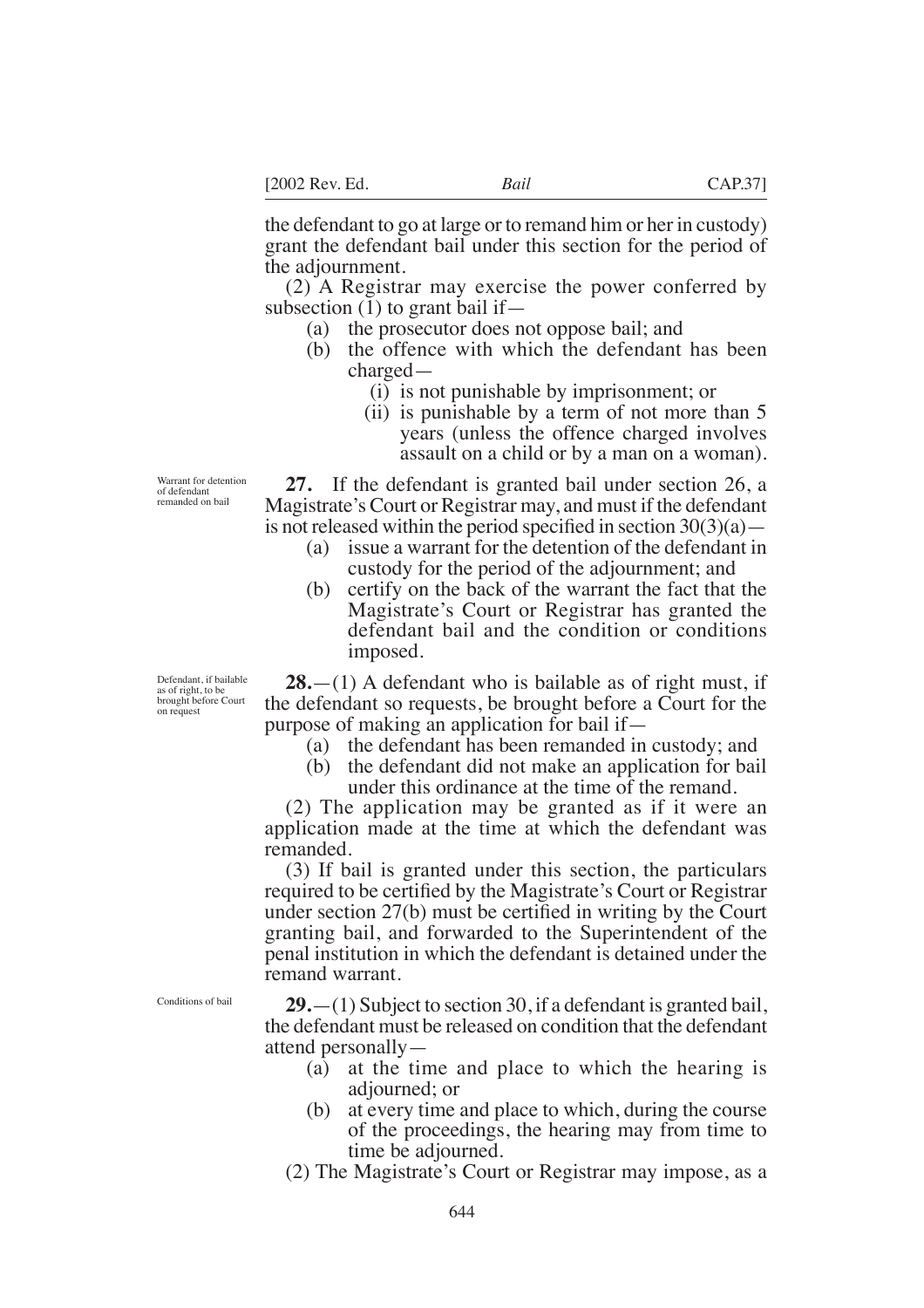the defendant to go at large or to remand him or her in custody) grant the defendant bail under this section for the period of the adjournment.

(2) A Registrar may exercise the power conferred by subsection (1) to grant bail if—

- (a) the prosecutor does not oppose bail; and
- (b) the offence with which the defendant has been charged—
  - (i) is not punishable by imprisonment; or
  - (ii) is punishable by a term of not more than 5 years (unless the offence charged involves assault on a child or by a man on a woman).

*Warrant for detention of defendant remanded on bail*

**27.** If the defendant is granted bail under section 26, a Magistrate's Court or Registrar may, and must if the defendant is not released within the period specified in section 30(3)(a)—

- (a) issue a warrant for the detention of the defendant in custody for the period of the adjournment; and
- (b) certify on the back of the warrant the fact that the Magistrate's Court or Registrar has granted the defendant bail and the condition or conditions imposed.

*Defendant, if bailable as of right, to be brought before Court on request*

**28.**—(1) A defendant who is bailable as of right must, if the defendant so requests, be brought before a Court for the purpose of making an application for bail if—

- (a) the defendant has been remanded in custody; and
- (b) the defendant did not make an application for bail under this ordinance at the time of the remand.

(2) The application may be granted as if it were an application made at the time at which the defendant was remanded.

(3) If bail is granted under this section, the particulars required to be certified by the Magistrate's Court or Registrar under section 27(b) must be certified in writing by the Court granting bail, and forwarded to the Superintendent of the penal institution in which the defendant is detained under the remand warrant.

*Conditions of bail*

**29.**—(1) Subject to section 30, if a defendant is granted bail, the defendant must be released on condition that the defendant attend personally—

- (a) at the time and place to which the hearing is adjourned; or
- (b) at every time and place to which, during the course of the proceedings, the hearing may from time to time be adjourned.

(2) The Magistrate's Court or Registrar may impose, as a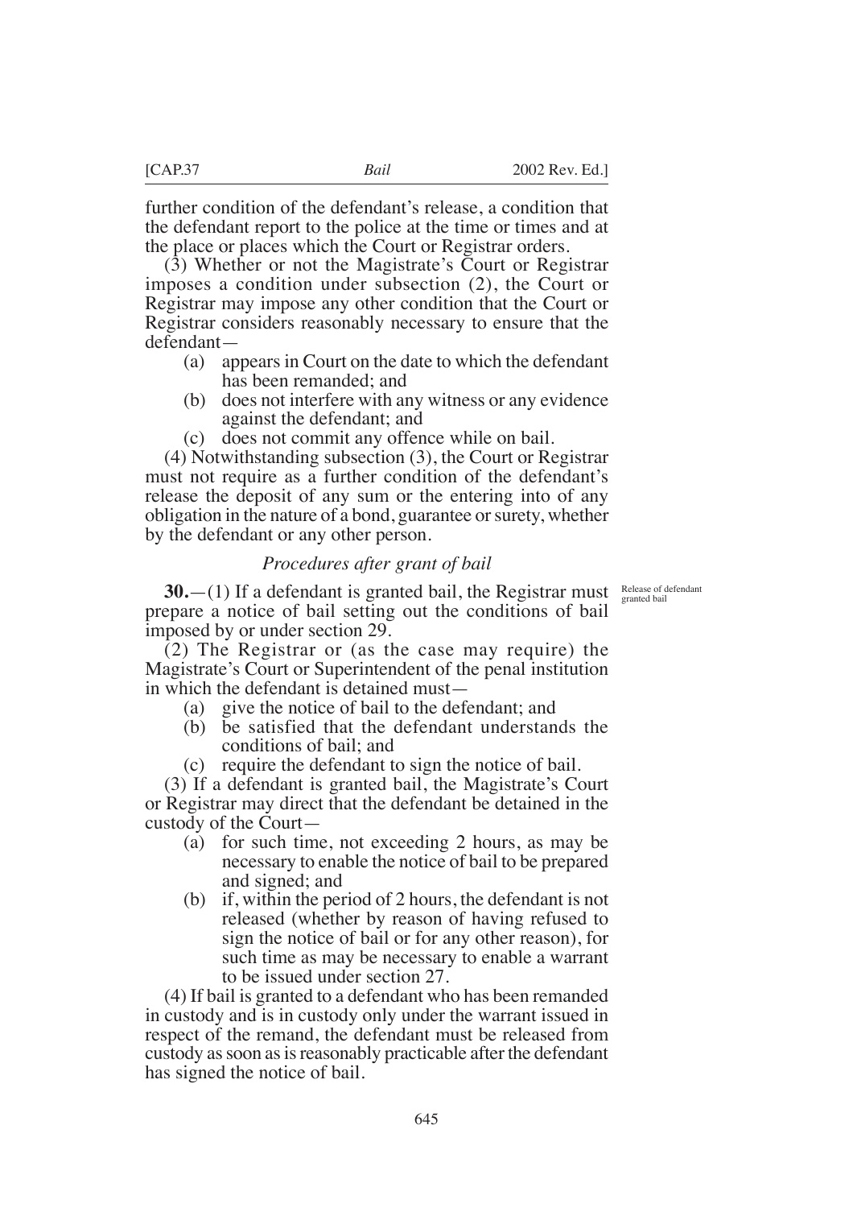further condition of the defendant's release, a condition that the defendant report to the police at the time or times and at the place or places which the Court or Registrar orders.

(3) Whether or not the Magistrate's Court or Registrar imposes a condition under subsection (2), the Court or Registrar may impose any other condition that the Court or Registrar considers reasonably necessary to ensure that the defendant—

(a) appears in Court on the date to which the defendant has been remanded; and

(b) does not interfere with any witness or any evidence against the defendant; and

(c) does not commit any offence while on bail.

(4) Notwithstanding subsection (3), the Court or Registrar must not require as a further condition of the defendant's release the deposit of any sum or the entering into of any obligation in the nature of a bond, guarantee or surety, whether by the defendant or any other person.

### *Procedures after grant of bail*

Release of defendant granted bail

**30.**—(1) If a defendant is granted bail, the Registrar must prepare a notice of bail setting out the conditions of bail imposed by or under section 29.

(2) The Registrar or (as the case may require) the Magistrate's Court or Superintendent of the penal institution in which the defendant is detained must—

(a) give the notice of bail to the defendant; and

(b) be satisfied that the defendant understands the conditions of bail; and

(c) require the defendant to sign the notice of bail.

(3) If a defendant is granted bail, the Magistrate's Court or Registrar may direct that the defendant be detained in the custody of the Court—

(a) for such time, not exceeding 2 hours, as may be necessary to enable the notice of bail to be prepared and signed; and

(b) if, within the period of 2 hours, the defendant is not released (whether by reason of having refused to sign the notice of bail or for any other reason), for such time as may be necessary to enable a warrant to be issued under section 27.

(4) If bail is granted to a defendant who has been remanded in custody and is in custody only under the warrant issued in respect of the remand, the defendant must be released from custody as soon as is reasonably practicable after the defendant has signed the notice of bail.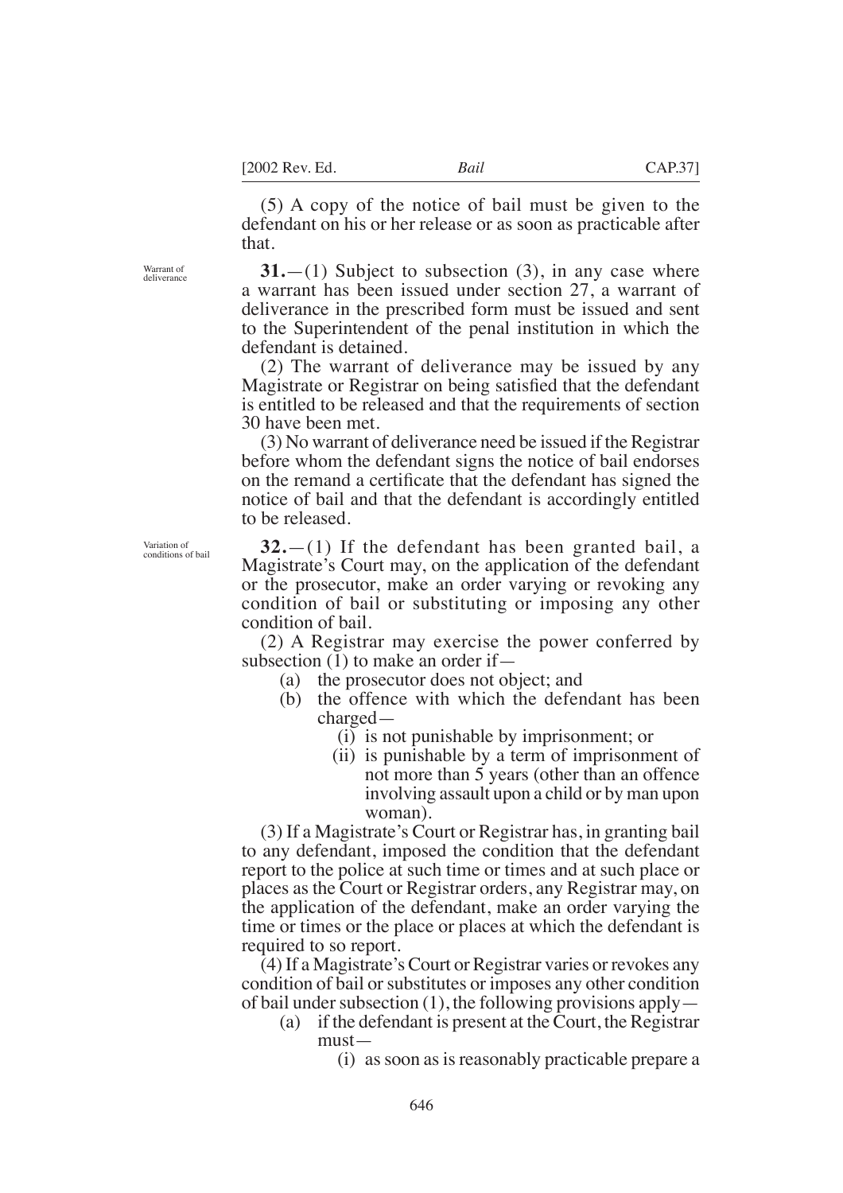(5) A copy of the notice of bail must be given to the defendant on his or her release or as soon as practicable after that.

Warrant of deliverance

**31.**—(1) Subject to subsection (3), in any case where a warrant has been issued under section 27, a warrant of deliverance in the prescribed form must be issued and sent to the Superintendent of the penal institution in which the defendant is detained.

(2) The warrant of deliverance may be issued by any Magistrate or Registrar on being satisfied that the defendant is entitled to be released and that the requirements of section 30 have been met.

(3) No warrant of deliverance need be issued if the Registrar before whom the defendant signs the notice of bail endorses on the remand a certificate that the defendant has signed the notice of bail and that the defendant is accordingly entitled to be released.

Variation of conditions of bail

**32.**—(1) If the defendant has been granted bail, a Magistrate's Court may, on the application of the defendant or the prosecutor, make an order varying or revoking any condition of bail or substituting or imposing any other condition of bail.

(2) A Registrar may exercise the power conferred by subsection (1) to make an order if—

(a) the prosecutor does not object; and

(b) the offence with which the defendant has been charged—

(i) is not punishable by imprisonment; or

(ii) is punishable by a term of imprisonment of not more than 5 years (other than an offence involving assault upon a child or by man upon woman).

(3) If a Magistrate's Court or Registrar has, in granting bail to any defendant, imposed the condition that the defendant report to the police at such time or times and at such place or places as the Court or Registrar orders, any Registrar may, on the application of the defendant, make an order varying the time or times or the place or places at which the defendant is required to so report.

(4) If a Magistrate's Court or Registrar varies or revokes any condition of bail or substitutes or imposes any other condition of bail under subsection (1), the following provisions apply—

(a) if the defendant is present at the Court, the Registrar must—

(i) as soon as is reasonably practicable prepare a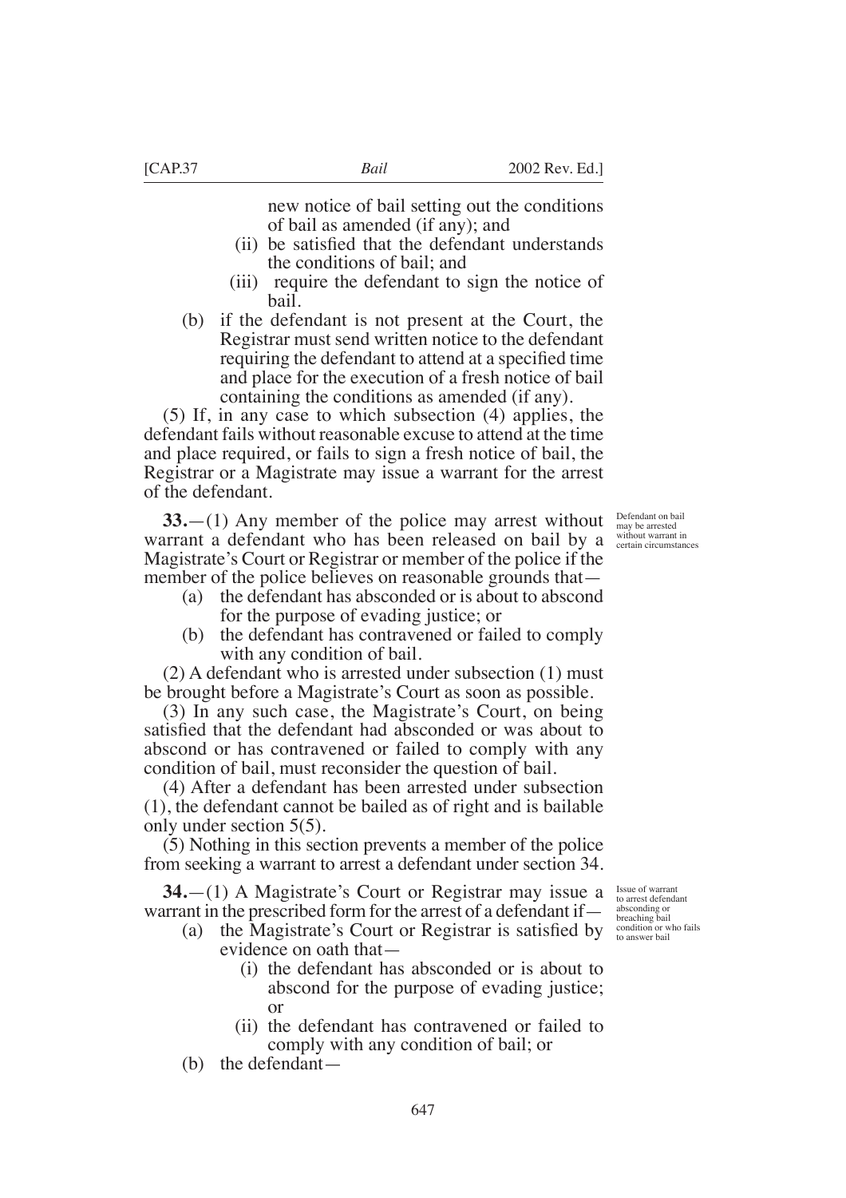new notice of bail setting out the conditions of bail as amended (if any); and

(ii) be satisfied that the defendant understands the conditions of bail; and

(iii) require the defendant to sign the notice of bail.

(b) if the defendant is not present at the Court, the Registrar must send written notice to the defendant requiring the defendant to attend at a specified time and place for the execution of a fresh notice of bail containing the conditions as amended (if any).

(5) If, in any case to which subsection (4) applies, the defendant fails without reasonable excuse to attend at the time and place required, or fails to sign a fresh notice of bail, the Registrar or a Magistrate may issue a warrant for the arrest of the defendant.

*Defendant on bail may be arrested without warrant in certain circumstances*

**33.**—(1) Any member of the police may arrest without warrant a defendant who has been released on bail by a Magistrate's Court or Registrar or member of the police if the member of the police believes on reasonable grounds that—

(a) the defendant has absconded or is about to abscond for the purpose of evading justice; or

(b) the defendant has contravened or failed to comply with any condition of bail.

(2) A defendant who is arrested under subsection (1) must be brought before a Magistrate's Court as soon as possible.

(3) In any such case, the Magistrate's Court, on being satisfied that the defendant had absconded or was about to abscond or has contravened or failed to comply with any condition of bail, must reconsider the question of bail.

(4) After a defendant has been arrested under subsection (1), the defendant cannot be bailed as of right and is bailable only under section 5(5).

(5) Nothing in this section prevents a member of the police from seeking a warrant to arrest a defendant under section 34.

*Issue of warrant to arrest defendant absconding or breaching bail condition or who fails to answer bail*

**34.**—(1) A Magistrate's Court or Registrar may issue a warrant in the prescribed form for the arrest of a defendant if—

(a) the Magistrate's Court or Registrar is satisfied by evidence on oath that—

(i) the defendant has absconded or is about to abscond for the purpose of evading justice; or

(ii) the defendant has contravened or failed to comply with any condition of bail; or

(b) the defendant—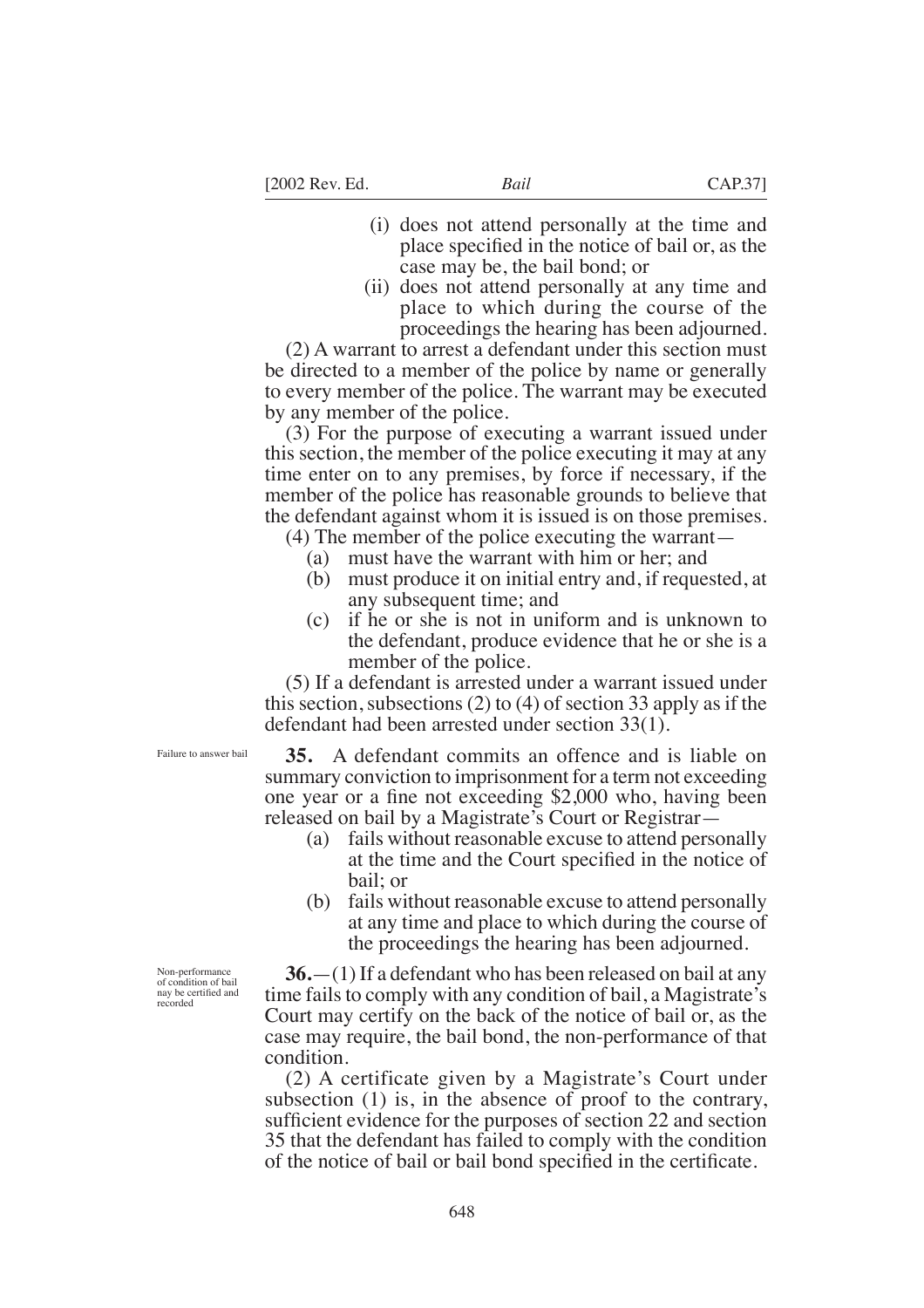(i) does not attend personally at the time and place specified in the notice of bail or, as the case may be, the bail bond; or

(ii) does not attend personally at any time and place to which during the course of the proceedings the hearing has been adjourned.

(2) A warrant to arrest a defendant under this section must be directed to a member of the police by name or generally to every member of the police. The warrant may be executed by any member of the police.

(3) For the purpose of executing a warrant issued under this section, the member of the police executing it may at any time enter on to any premises, by force if necessary, if the member of the police has reasonable grounds to believe that the defendant against whom it is issued is on those premises.

(4) The member of the police executing the warrant—

(a) must have the warrant with him or her; and

(b) must produce it on initial entry and, if requested, at any subsequent time; and

(c) if he or she is not in uniform and is unknown to the defendant, produce evidence that he or she is a member of the police.

(5) If a defendant is arrested under a warrant issued under this section, subsections (2) to (4) of section 33 apply as if the defendant had been arrested under section 33(1).

Failure to answer bail

**35.** A defendant commits an offence and is liable on summary conviction to imprisonment for a term not exceeding one year or a fine not exceeding $2,000 who, having been released on bail by a Magistrate's Court or Registrar—

(a) fails without reasonable excuse to attend personally at the time and the Court specified in the notice of bail; or

(b) fails without reasonable excuse to attend personally at any time and place to which during the course of the proceedings the hearing has been adjourned.

Non-performance of condition of bail may be certified and recorded

**36.**—(1) If a defendant who has been released on bail at any time fails to comply with any condition of bail, a Magistrate's Court may certify on the back of the notice of bail or, as the case may require, the bail bond, the non-performance of that condition.

(2) A certificate given by a Magistrate's Court under subsection (1) is, in the absence of proof to the contrary, sufficient evidence for the purposes of section 22 and section 35 that the defendant has failed to comply with the condition of the notice of bail or bail bond specified in the certificate.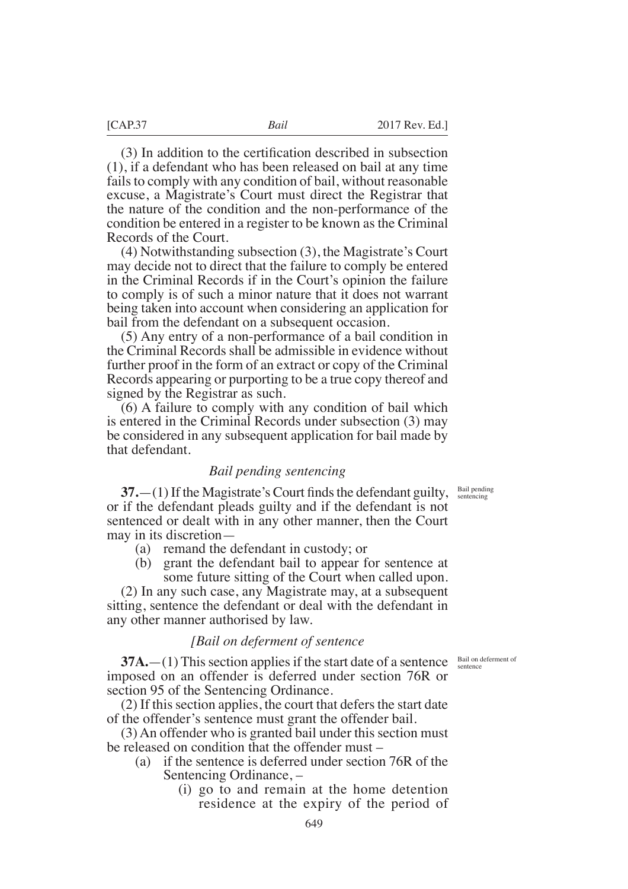(3) In addition to the certification described in subsection (1), if a defendant who has been released on bail at any time fails to comply with any condition of bail, without reasonable excuse, a Magistrate's Court must direct the Registrar that the nature of the condition and the non-performance of the condition be entered in a register to be known as the Criminal Records of the Court.

(4) Notwithstanding subsection (3), the Magistrate's Court may decide not to direct that the failure to comply be entered in the Criminal Records if in the Court's opinion the failure to comply is of such a minor nature that it does not warrant being taken into account when considering an application for bail from the defendant on a subsequent occasion.

(5) Any entry of a non-performance of a bail condition in the Criminal Records shall be admissible in evidence without further proof in the form of an extract or copy of the Criminal Records appearing or purporting to be a true copy thereof and signed by the Registrar as such.

(6) A failure to comply with any condition of bail which is entered in the Criminal Records under subsection (3) may be considered in any subsequent application for bail made by that defendant.

### *Bail pending sentencing*

Bail pending sentencing

**37.**—(1) If the Magistrate's Court finds the defendant guilty, or if the defendant pleads guilty and if the defendant is not sentenced or dealt with in any other manner, then the Court may in its discretion—

(a) remand the defendant in custody; or

(b) grant the defendant bail to appear for sentence at some future sitting of the Court when called upon.

(2) In any such case, any Magistrate may, at a subsequent sitting, sentence the defendant or deal with the defendant in any other manner authorised by law.

### *[Bail on deferment of sentence*

Bail on deferment of sentence

**37A.**—(1) This section applies if the start date of a sentence imposed on an offender is deferred under section 76R or section 95 of the Sentencing Ordinance.

(2) If this section applies, the court that defers the start date of the offender's sentence must grant the offender bail.

(3) An offender who is granted bail under this section must be released on condition that the offender must –

(a) if the sentence is deferred under section 76R of the Sentencing Ordinance, –

(i) go to and remain at the home detention residence at the expiry of the period of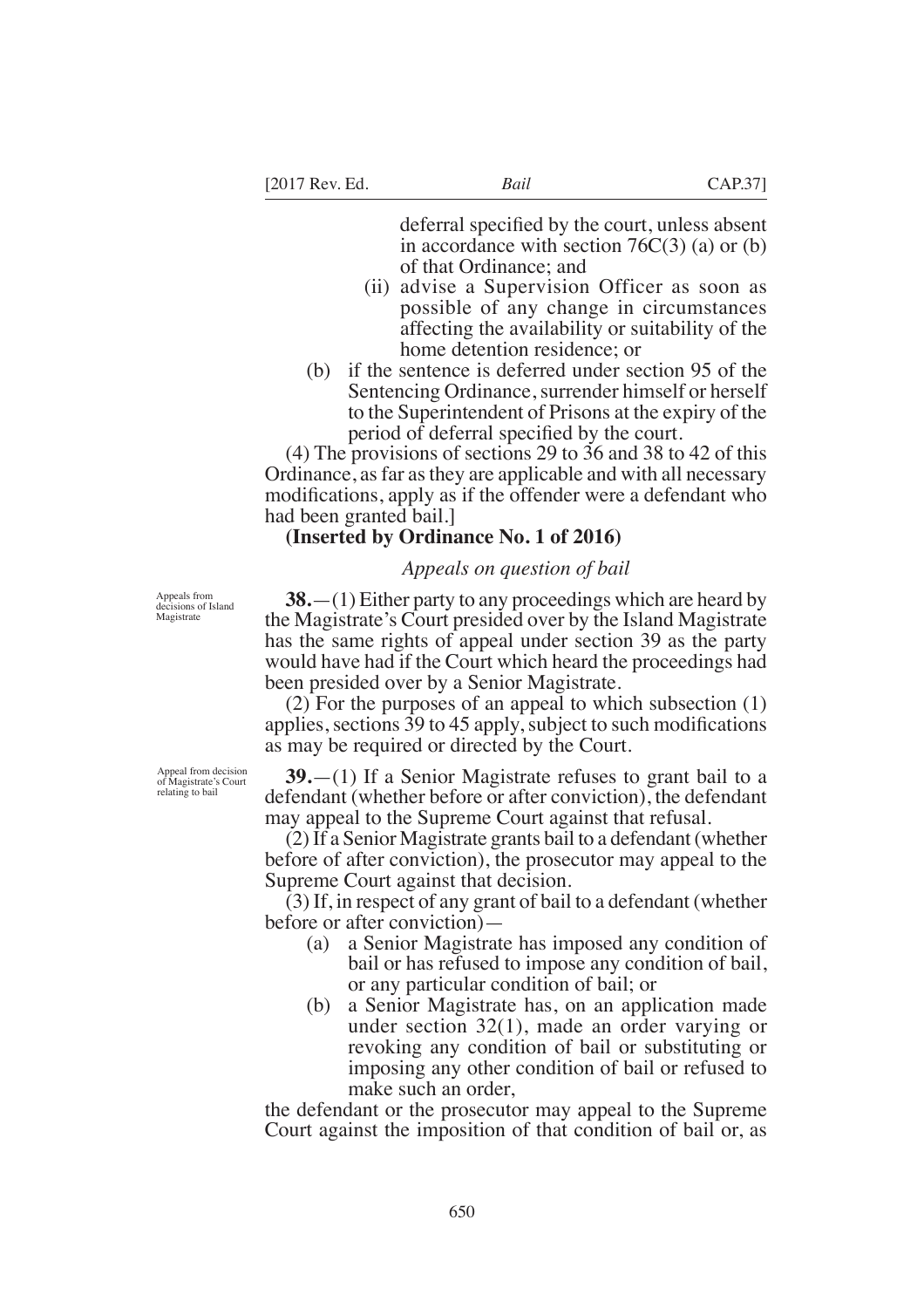deferral specified by the court, unless absent in accordance with section 76C(3) (a) or (b) of that Ordinance; and

(ii) advise a Supervision Officer as soon as possible of any change in circumstances affecting the availability or suitability of the home detention residence; or

(b) if the sentence is deferred under section 95 of the Sentencing Ordinance, surrender himself or herself to the Superintendent of Prisons at the expiry of the period of deferral specified by the court.

(4) The provisions of sections 29 to 36 and 38 to 42 of this Ordinance, as far as they are applicable and with all necessary modifications, apply as if the offender were a defendant who had been granted bail.]

**(Inserted by Ordinance No. 1 of 2016)**

*Appeals on question of bail*

Appeals from decisions of Island Magistrate

**38.**—(1) Either party to any proceedings which are heard by the Magistrate's Court presided over by the Island Magistrate has the same rights of appeal under section 39 as the party would have had if the Court which heard the proceedings had been presided over by a Senior Magistrate.

(2) For the purposes of an appeal to which subsection (1) applies, sections 39 to 45 apply, subject to such modifications as may be required or directed by the Court.

Appeal from decision of Magistrate's Court relating to bail

**39.**—(1) If a Senior Magistrate refuses to grant bail to a defendant (whether before or after conviction), the defendant may appeal to the Supreme Court against that refusal.

(2) If a Senior Magistrate grants bail to a defendant (whether before of after conviction), the prosecutor may appeal to the Supreme Court against that decision.

(3) If, in respect of any grant of bail to a defendant (whether before or after conviction)—

(a) a Senior Magistrate has imposed any condition of bail or has refused to impose any condition of bail, or any particular condition of bail; or

(b) a Senior Magistrate has, on an application made under section 32(1), made an order varying or revoking any condition of bail or substituting or imposing any other condition of bail or refused to make such an order,

the defendant or the prosecutor may appeal to the Supreme Court against the imposition of that condition of bail or, as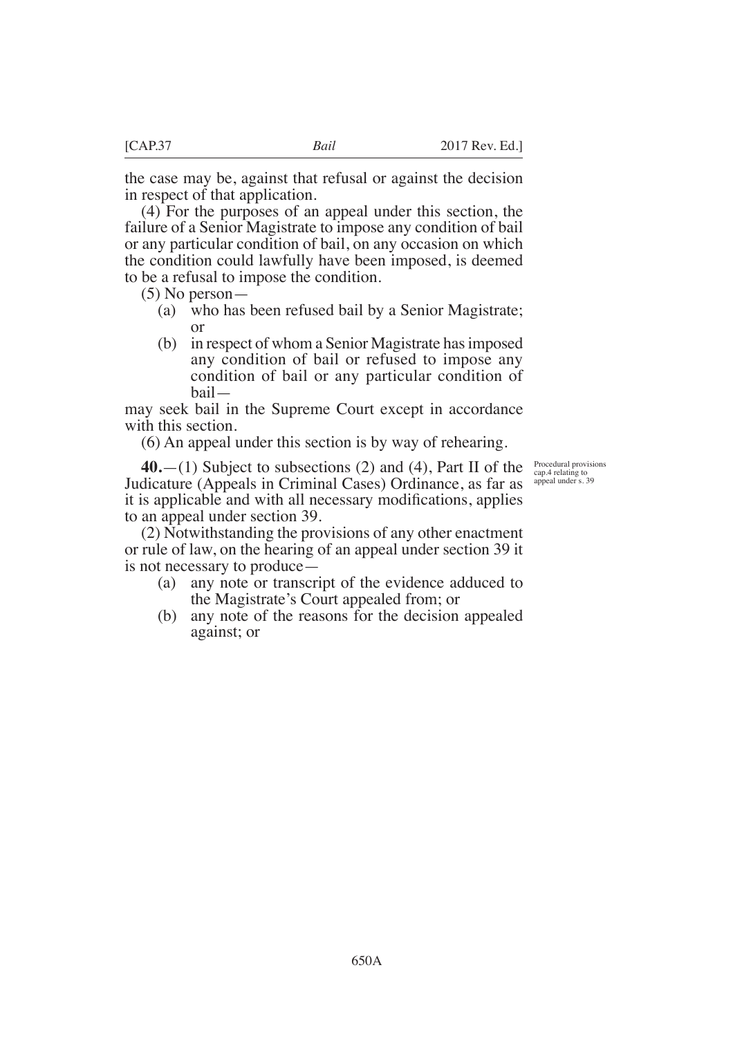the case may be, against that refusal or against the decision in respect of that application.

(4) For the purposes of an appeal under this section, the failure of a Senior Magistrate to impose any condition of bail or any particular condition of bail, on any occasion on which the condition could lawfully have been imposed, is deemed to be a refusal to impose the condition.

(5) No person—

(a) who has been refused bail by a Senior Magistrate; or

(b) in respect of whom a Senior Magistrate has imposed any condition of bail or refused to impose any condition of bail or any particular condition of bail—

may seek bail in the Supreme Court except in accordance with this section.

(6) An appeal under this section is by way of rehearing.

Procedural provisions cap.4 relating to appeal under s. 39

**40.**—(1) Subject to subsections (2) and (4), Part II of the Judicature (Appeals in Criminal Cases) Ordinance, as far as it is applicable and with all necessary modifications, applies to an appeal under section 39.

(2) Notwithstanding the provisions of any other enactment or rule of law, on the hearing of an appeal under section 39 it is not necessary to produce—

(a) any note or transcript of the evidence adduced to the Magistrate's Court appealed from; or

(b) any note of the reasons for the decision appealed against; or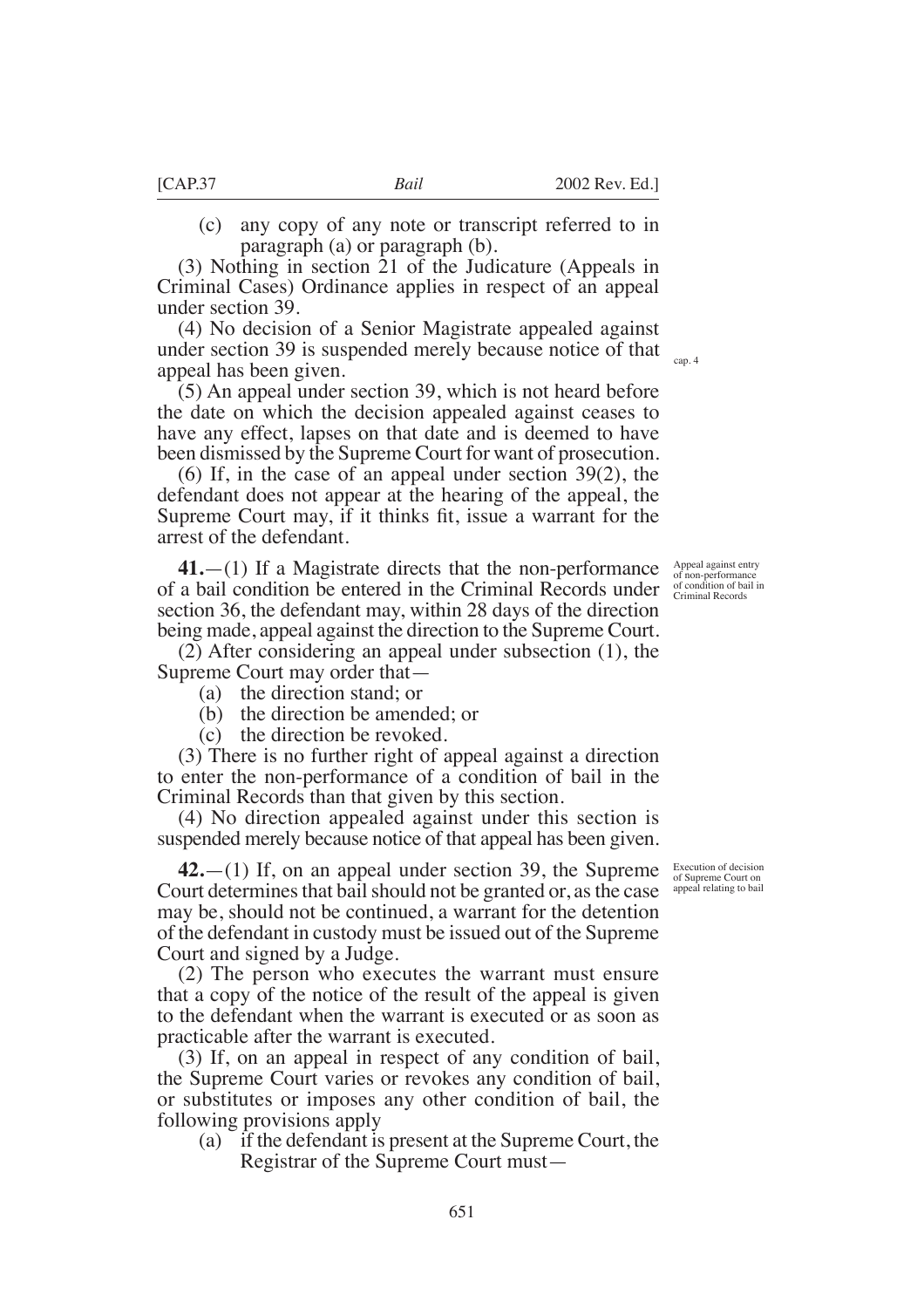(c) any copy of any note or transcript referred to in paragraph (a) or paragraph (b).

(3) Nothing in section 21 of the Judicature (Appeals in Criminal Cases) Ordinance applies in respect of an appeal under section 39.

cap. 4

(4) No decision of a Senior Magistrate appealed against under section 39 is suspended merely because notice of that appeal has been given.

(5) An appeal under section 39, which is not heard before the date on which the decision appealed against ceases to have any effect, lapses on that date and is deemed to have been dismissed by the Supreme Court for want of prosecution.

(6) If, in the case of an appeal under section 39(2), the defendant does not appear at the hearing of the appeal, the Supreme Court may, if it thinks fit, issue a warrant for the arrest of the defendant.

Appeal against entry of non-performance of condition of bail in Criminal Records

**41.**—(1) If a Magistrate directs that the non-performance of a bail condition be entered in the Criminal Records under section 36, the defendant may, within 28 days of the direction being made, appeal against the direction to the Supreme Court.

(2) After considering an appeal under subsection (1), the Supreme Court may order that—

(a) the direction stand; or

(b) the direction be amended; or

(c) the direction be revoked.

(3) There is no further right of appeal against a direction to enter the non-performance of a condition of bail in the Criminal Records than that given by this section.

(4) No direction appealed against under this section is suspended merely because notice of that appeal has been given.

Execution of decision of Supreme Court on appeal relating to bail

**42.**—(1) If, on an appeal under section 39, the Supreme Court determines that bail should not be granted or, as the case may be, should not be continued, a warrant for the detention of the defendant in custody must be issued out of the Supreme Court and signed by a Judge.

(2) The person who executes the warrant must ensure that a copy of the notice of the result of the appeal is given to the defendant when the warrant is executed or as soon as practicable after the warrant is executed.

(3) If, on an appeal in respect of any condition of bail, the Supreme Court varies or revokes any condition of bail, or substitutes or imposes any other condition of bail, the following provisions apply

(a) if the defendant is present at the Supreme Court, the Registrar of the Supreme Court must—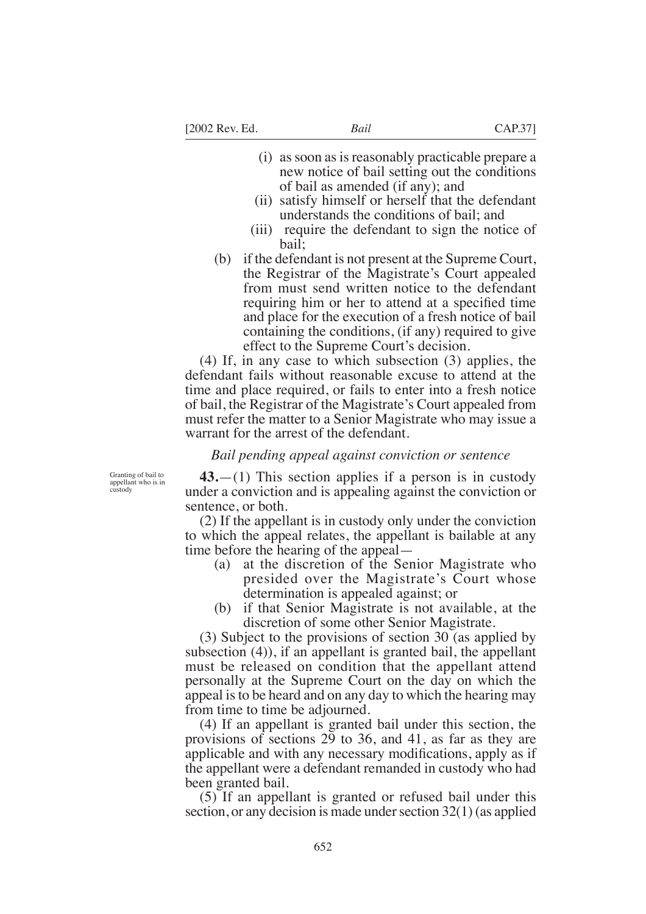(i) as soon as is reasonably practicable prepare a new notice of bail setting out the conditions of bail as amended (if any); and

(ii) satisfy himself or herself that the defendant understands the conditions of bail; and

(iii) require the defendant to sign the notice of bail;

(b) if the defendant is not present at the Supreme Court, the Registrar of the Magistrate's Court appealed from must send written notice to the defendant requiring him or her to attend at a specified time and place for the execution of a fresh notice of bail containing the conditions, (if any) required to give effect to the Supreme Court's decision.

(4) If, in any case to which subsection (3) applies, the defendant fails without reasonable excuse to attend at the time and place required, or fails to enter into a fresh notice of bail, the Registrar of the Magistrate's Court appealed from must refer the matter to a Senior Magistrate who may issue a warrant for the arrest of the defendant.

*Bail pending appeal against conviction or sentence*

Granting of bail to appellant who is in custody

**43.**—(1) This section applies if a person is in custody under a conviction and is appealing against the conviction or sentence, or both.

(2) If the appellant is in custody only under the conviction to which the appeal relates, the appellant is bailable at any time before the hearing of the appeal—

(a) at the discretion of the Senior Magistrate who presided over the Magistrate's Court whose determination is appealed against; or

(b) if that Senior Magistrate is not available, at the discretion of some other Senior Magistrate.

(3) Subject to the provisions of section 30 (as applied by subsection (4)), if an appellant is granted bail, the appellant must be released on condition that the appellant attend personally at the Supreme Court on the day on which the appeal is to be heard and on any day to which the hearing may from time to time be adjourned.

(4) If an appellant is granted bail under this section, the provisions of sections 29 to 36, and 41, as far as they are applicable and with any necessary modifications, apply as if the appellant were a defendant remanded in custody who had been granted bail.

(5) If an appellant is granted or refused bail under this section, or any decision is made under section 32(1) (as applied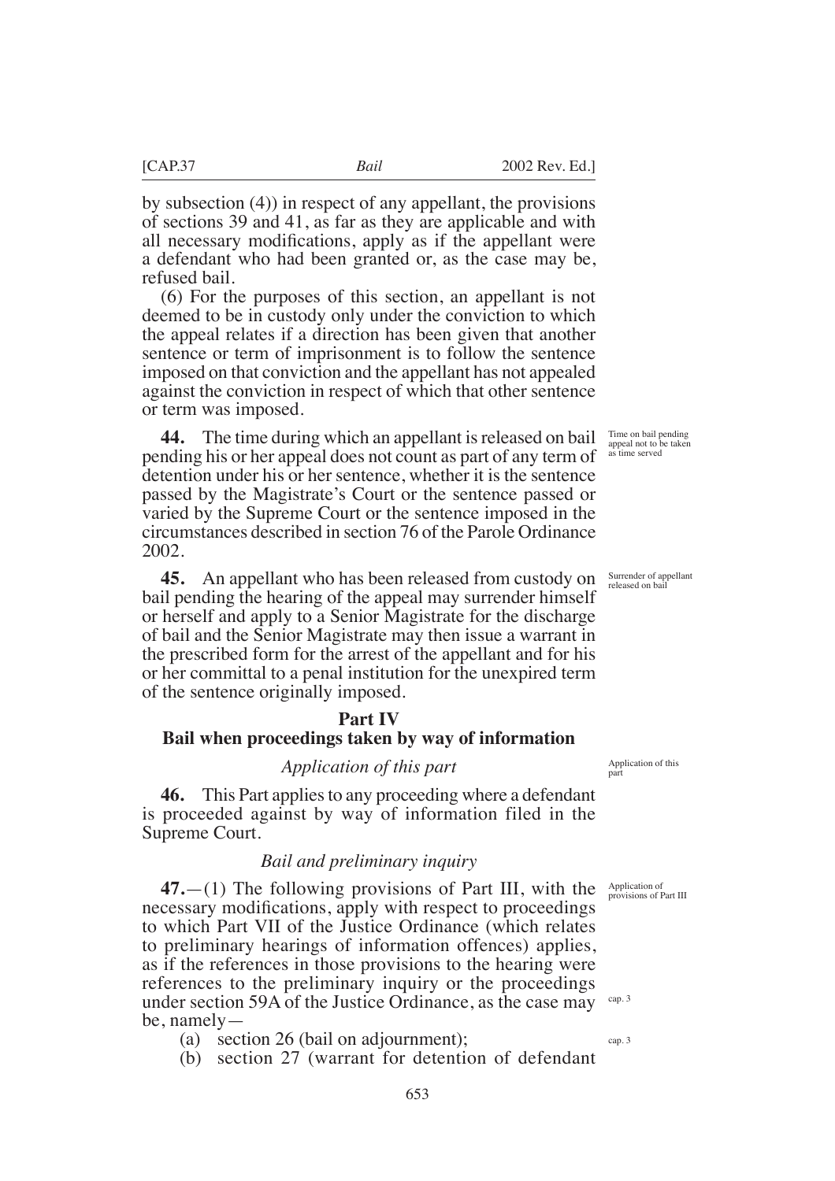by subsection (4)) in respect of any appellant, the provisions of sections 39 and 41, as far as they are applicable and with all necessary modifications, apply as if the appellant were a defendant who had been granted or, as the case may be, refused bail.

(6) For the purposes of this section, an appellant is not deemed to be in custody only under the conviction to which the appeal relates if a direction has been given that another sentence or term of imprisonment is to follow the sentence imposed on that conviction and the appellant has not appealed against the conviction in respect of which that other sentence or term was imposed.

Time on bail pending appeal not to be taken as time served

**44.** The time during which an appellant is released on bail pending his or her appeal does not count as part of any term of detention under his or her sentence, whether it is the sentence passed by the Magistrate's Court or the sentence passed or varied by the Supreme Court or the sentence imposed in the circumstances described in section 76 of the Parole Ordinance 2002.

Surrender of appellant released on bail

**45.** An appellant who has been released from custody on bail pending the hearing of the appeal may surrender himself or herself and apply to a Senior Magistrate for the discharge of bail and the Senior Magistrate may then issue a warrant in the prescribed form for the arrest of the appellant and for his or her committal to a penal institution for the unexpired term of the sentence originally imposed.

## Part IV
## Bail when proceedings taken by way of information

### *Application of this part*

Application of this part

**46.** This Part applies to any proceeding where a defendant is proceeded against by way of information filed in the Supreme Court.

### *Bail and preliminary inquiry*

Application of provisions of Part III

**47.**—(1) The following provisions of Part III, with the necessary modifications, apply with respect to proceedings to which Part VII of the Justice Ordinance (which relates to preliminary hearings of information offences) applies, as if the references in those provisions to the hearing were references to the preliminary inquiry or the proceedings under section 59A of the Justice Ordinance, as the case may be, namely—

cap. 3

cap. 3

(a) section 26 (bail on adjournment);

(b) section 27 (warrant for detention of defendant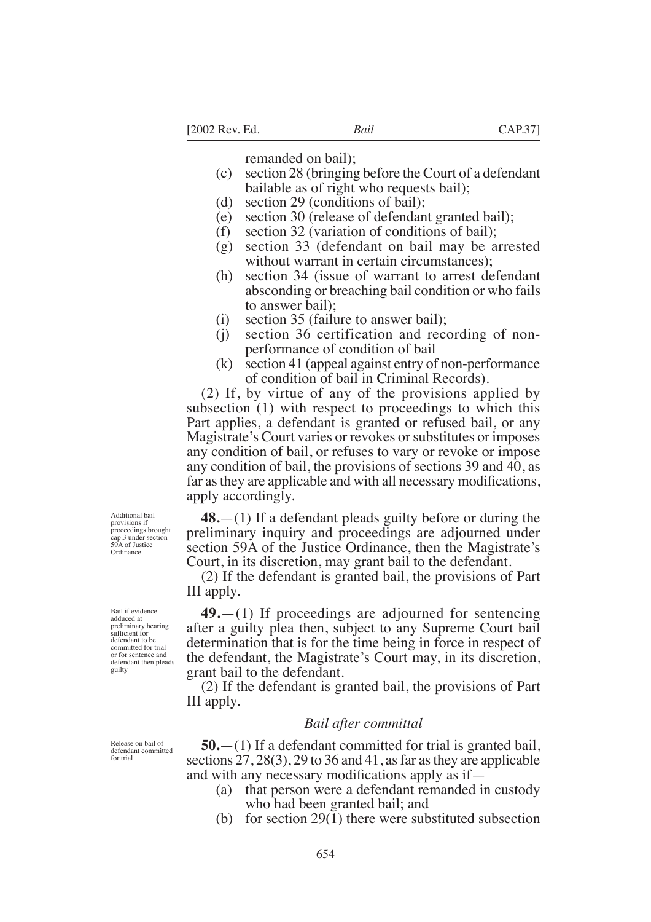remanded on bail);

(c) section 28 (bringing before the Court of a defendant bailable as of right who requests bail);
(d) section 29 (conditions of bail);
(e) section 30 (release of defendant granted bail);
(f) section 32 (variation of conditions of bail);
(g) section 33 (defendant on bail may be arrested without warrant in certain circumstances);
(h) section 34 (issue of warrant to arrest defendant absconding or breaching bail condition or who fails to answer bail);
(i) section 35 (failure to answer bail);
(j) section 36 certification and recording of non-performance of condition of bail
(k) section 41 (appeal against entry of non-performance of condition of bail in Criminal Records).

(2) If, by virtue of any of the provisions applied by subsection (1) with respect to proceedings to which this Part applies, a defendant is granted or refused bail, or any Magistrate's Court varies or revokes or substitutes or imposes any condition of bail, or refuses to vary or revoke or impose any condition of bail, the provisions of sections 39 and 40, as far as they are applicable and with all necessary modifications, apply accordingly.

*Additional bail provisions if proceedings brought under section 59A of Justice Ordinance cap.3*

**48.**—(1) If a defendant pleads guilty before or during the preliminary inquiry and proceedings are adjourned under section 59A of the Justice Ordinance, then the Magistrate's Court, in its discretion, may grant bail to the defendant.

(2) If the defendant is granted bail, the provisions of Part III apply.

*Bail if evidence adduced at preliminary hearing sufficient for defendant to be committed for trial or for sentence and defendant then pleads guilty*

**49.**—(1) If proceedings are adjourned for sentencing after a guilty plea then, subject to any Supreme Court bail determination that is for the time being in force in respect of the defendant, the Magistrate's Court may, in its discretion, grant bail to the defendant.

(2) If the defendant is granted bail, the provisions of Part III apply.

*Bail after committal*

*Release on bail of defendant committed for trial*

**50.**—(1) If a defendant committed for trial is granted bail, sections 27, 28(3), 29 to 36 and 41, as far as they are applicable and with any necessary modifications apply as if—

(a) that person were a defendant remanded in custody who had been granted bail; and
(b) for section 29(1) there were substituted subsection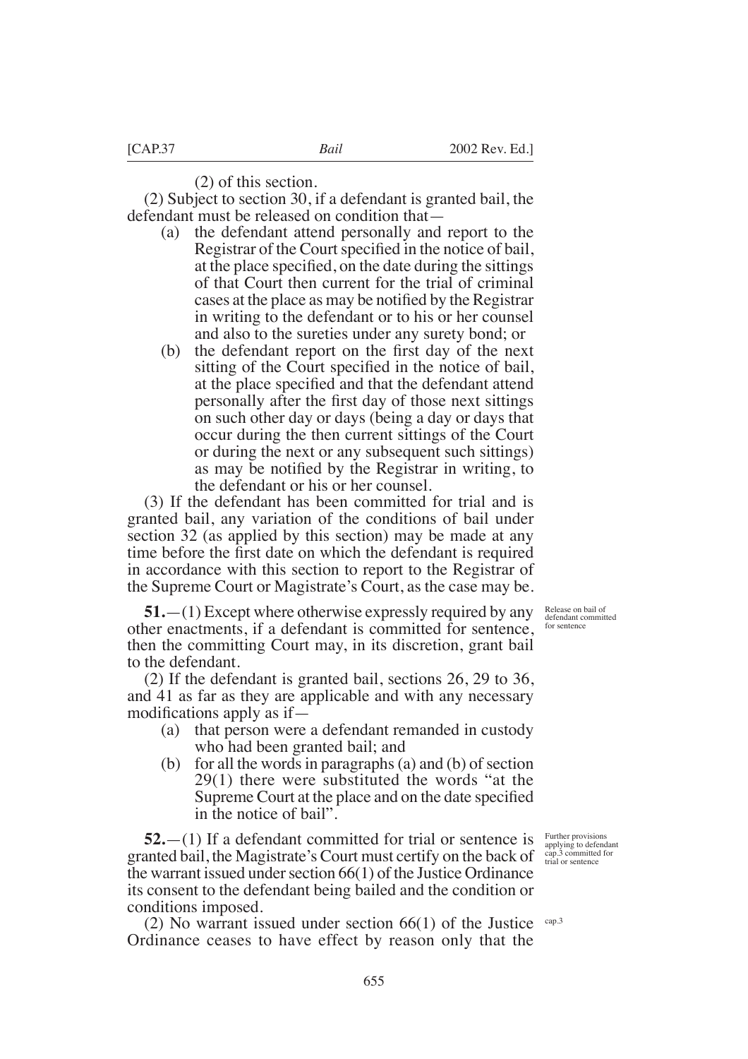(2) of this section.

(2) Subject to section 30, if a defendant is granted bail, the defendant must be released on condition that—

- (a) the defendant attend personally and report to the Registrar of the Court specified in the notice of bail, at the place specified, on the date during the sittings of that Court then current for the trial of criminal cases at the place as may be notified by the Registrar in writing to the defendant or to his or her counsel and also to the sureties under any surety bond; or
- (b) the defendant report on the first day of the next sitting of the Court specified in the notice of bail, at the place specified and that the defendant attend personally after the first day of those next sittings on such other day or days (being a day or days that occur during the then current sittings of the Court or during the next or any subsequent such sittings) as may be notified by the Registrar in writing, to the defendant or his or her counsel.

(3) If the defendant has been committed for trial and is granted bail, any variation of the conditions of bail under section 32 (as applied by this section) may be made at any time before the first date on which the defendant is required in accordance with this section to report to the Registrar of the Supreme Court or Magistrate's Court, as the case may be.

*Release on bail of defendant committed for sentence*

**51.**—(1) Except where otherwise expressly required by any other enactments, if a defendant is committed for sentence, then the committing Court may, in its discretion, grant bail to the defendant.

(2) If the defendant is granted bail, sections 26, 29 to 36, and 41 as far as they are applicable and with any necessary modifications apply as if—

- (a) that person were a defendant remanded in custody who had been granted bail; and
- (b) for all the words in paragraphs (a) and (b) of section 29(1) there were substituted the words "at the Supreme Court at the place and on the date specified in the notice of bail".

*Further provisions applying to defendant committed for trial or sentence*

**52.**—(1) If a defendant committed for trial or sentence is granted bail, the Magistrate's Court must certify on the back of the warrant issued under section 66(1) of the Justice Ordinance its consent to the defendant being bailed and the condition or conditions imposed.

*cap.3*

(2) No warrant issued under section 66(1) of the Justice Ordinance ceases to have effect by reason only that the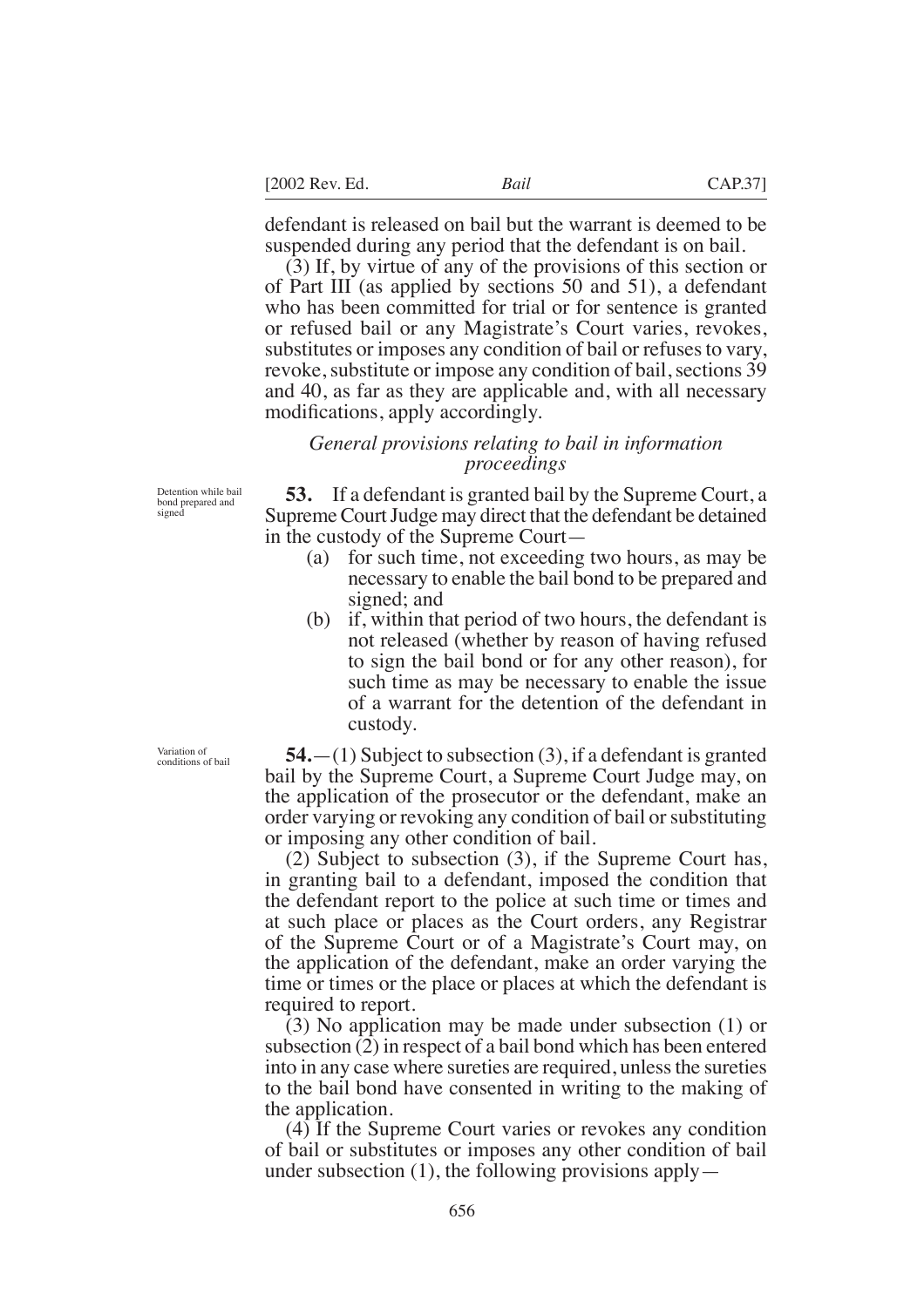defendant is released on bail but the warrant is deemed to be suspended during any period that the defendant is on bail.

(3) If, by virtue of any of the provisions of this section or of Part III (as applied by sections 50 and 51), a defendant who has been committed for trial or for sentence is granted or refused bail or any Magistrate's Court varies, revokes, substitutes or imposes any condition of bail or refuses to vary, revoke, substitute or impose any condition of bail, sections 39 and 40, as far as they are applicable and, with all necessary modifications, apply accordingly.

### *General provisions relating to bail in information proceedings*

Detention while bail bond prepared and signed

**53.** If a defendant is granted bail by the Supreme Court, a Supreme Court Judge may direct that the defendant be detained in the custody of the Supreme Court—

(a) for such time, not exceeding two hours, as may be necessary to enable the bail bond to be prepared and signed; and

(b) if, within that period of two hours, the defendant is not released (whether by reason of having refused to sign the bail bond or for any other reason), for such time as may be necessary to enable the issue of a warrant for the detention of the defendant in custody.

Variation of conditions of bail

**54.**—(1) Subject to subsection (3), if a defendant is granted bail by the Supreme Court, a Supreme Court Judge may, on the application of the prosecutor or the defendant, make an order varying or revoking any condition of bail or substituting or imposing any other condition of bail.

(2) Subject to subsection (3), if the Supreme Court has, in granting bail to a defendant, imposed the condition that the defendant report to the police at such time or times and at such place or places as the Court orders, any Registrar of the Supreme Court or of a Magistrate's Court may, on the application of the defendant, make an order varying the time or times or the place or places at which the defendant is required to report.

(3) No application may be made under subsection (1) or subsection (2) in respect of a bail bond which has been entered into in any case where sureties are required, unless the sureties to the bail bond have consented in writing to the making of the application.

(4) If the Supreme Court varies or revokes any condition of bail or substitutes or imposes any other condition of bail under subsection (1), the following provisions apply—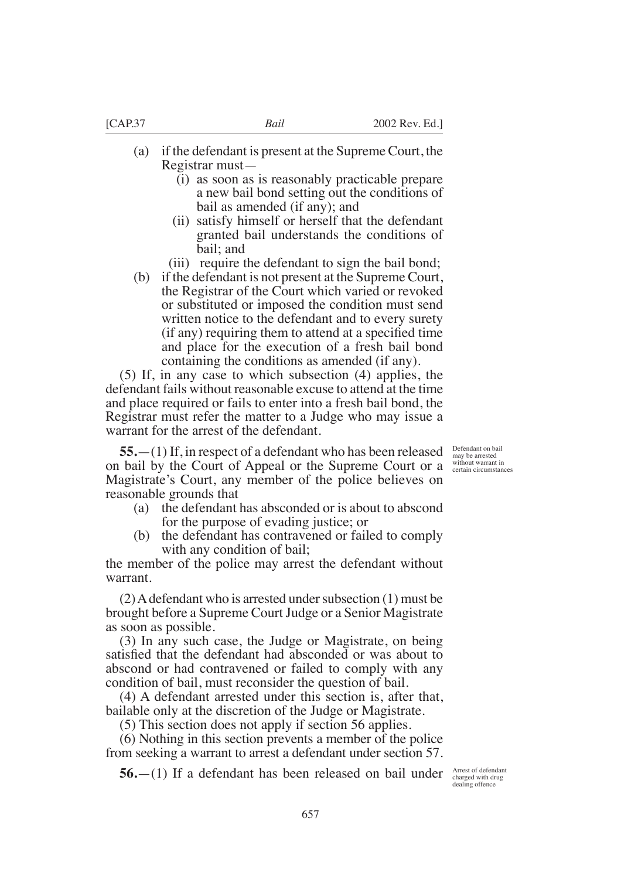(a) if the defendant is present at the Supreme Court, the Registrar must—

   (i) as soon as is reasonably practicable prepare a new bail bond setting out the conditions of bail as amended (if any); and

   (ii) satisfy himself or herself that the defendant granted bail understands the conditions of bail; and

   (iii) require the defendant to sign the bail bond;

(b) if the defendant is not present at the Supreme Court, the Registrar of the Court which varied or revoked or substituted or imposed the condition must send written notice to the defendant and to every surety (if any) requiring them to attend at a specified time and place for the execution of a fresh bail bond containing the conditions as amended (if any).

(5) If, in any case to which subsection (4) applies, the defendant fails without reasonable excuse to attend at the time and place required or fails to enter into a fresh bail bond, the Registrar must refer the matter to a Judge who may issue a warrant for the arrest of the defendant.

*Defendant on bail may be arrested without warrant in certain circumstances*

**55.**—(1) If, in respect of a defendant who has been released on bail by the Court of Appeal or the Supreme Court or a Magistrate's Court, any member of the police believes on reasonable grounds that

(a) the defendant has absconded or is about to abscond for the purpose of evading justice; or

(b) the defendant has contravened or failed to comply with any condition of bail;

the member of the police may arrest the defendant without warrant.

(2) A defendant who is arrested under subsection (1) must be brought before a Supreme Court Judge or a Senior Magistrate as soon as possible.

(3) In any such case, the Judge or Magistrate, on being satisfied that the defendant had absconded or was about to abscond or had contravened or failed to comply with any condition of bail, must reconsider the question of bail.

(4) A defendant arrested under this section is, after that, bailable only at the discretion of the Judge or Magistrate.

(5) This section does not apply if section 56 applies.

(6) Nothing in this section prevents a member of the police from seeking a warrant to arrest a defendant under section 57.

*Arrest of defendant charged with drug dealing offence*

**56.**—(1) If a defendant has been released on bail under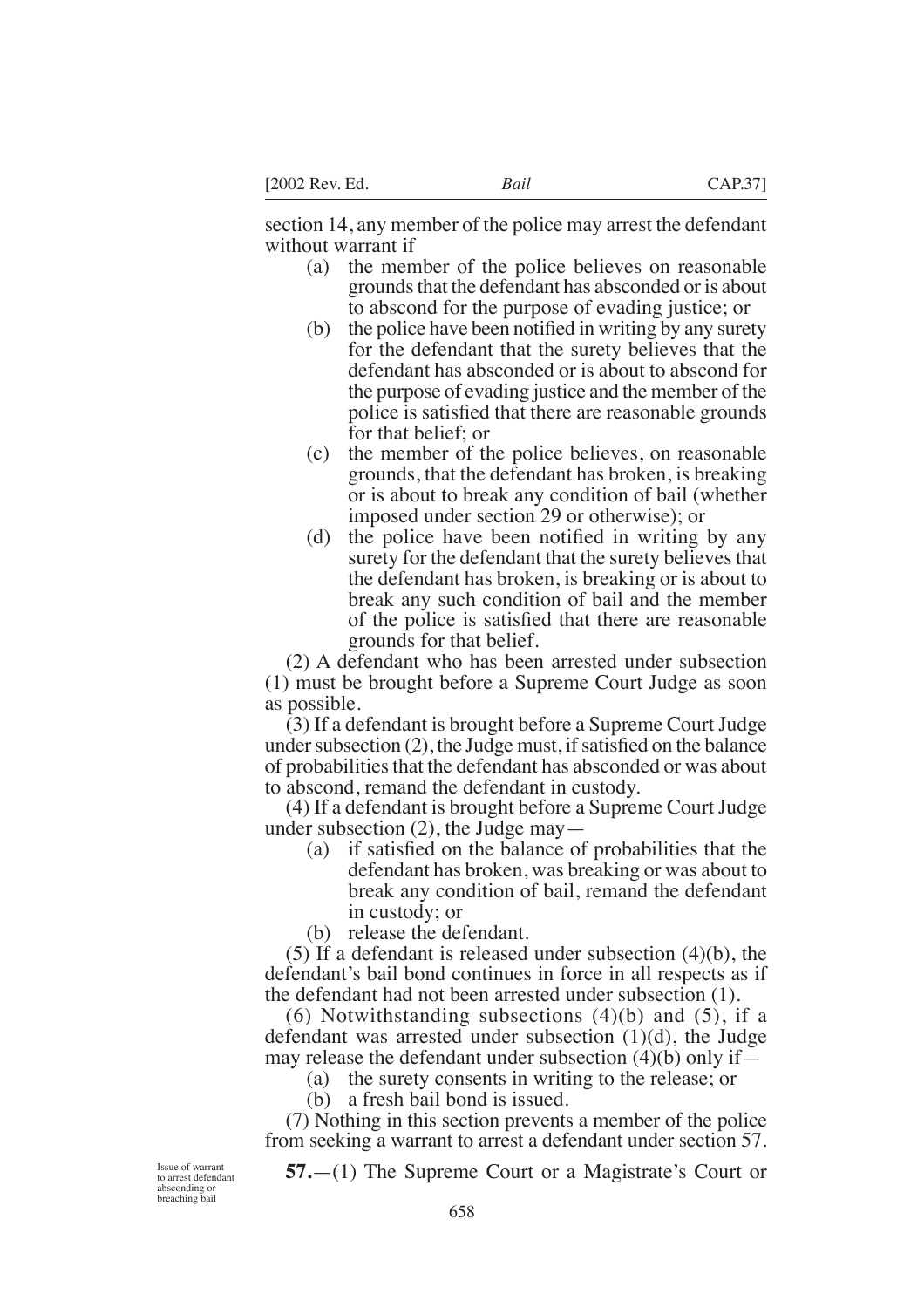section 14, any member of the police may arrest the defendant without warrant if

- (a) the member of the police believes on reasonable grounds that the defendant has absconded or is about to abscond for the purpose of evading justice; or
- (b) the police have been notified in writing by any surety for the defendant that the surety believes that the defendant has absconded or is about to abscond for the purpose of evading justice and the member of the police is satisfied that there are reasonable grounds for that belief; or
- (c) the member of the police believes, on reasonable grounds, that the defendant has broken, is breaking or is about to break any condition of bail (whether imposed under section 29 or otherwise); or
- (d) the police have been notified in writing by any surety for the defendant that the surety believes that the defendant has broken, is breaking or is about to break any such condition of bail and the member of the police is satisfied that there are reasonable grounds for that belief.

(2) A defendant who has been arrested under subsection (1) must be brought before a Supreme Court Judge as soon as possible.

(3) If a defendant is brought before a Supreme Court Judge under subsection (2), the Judge must, if satisfied on the balance of probabilities that the defendant has absconded or was about to abscond, remand the defendant in custody.

(4) If a defendant is brought before a Supreme Court Judge under subsection (2), the Judge may—

- (a) if satisfied on the balance of probabilities that the defendant has broken, was breaking or was about to break any condition of bail, remand the defendant in custody; or
- (b) release the defendant.

(5) If a defendant is released under subsection (4)(b), the defendant's bail bond continues in force in all respects as if the defendant had not been arrested under subsection (1).

(6) Notwithstanding subsections (4)(b) and (5), if a defendant was arrested under subsection (1)(d), the Judge may release the defendant under subsection (4)(b) only if—

- (a) the surety consents in writing to the release; or
- (b) a fresh bail bond is issued.

(7) Nothing in this section prevents a member of the police from seeking a warrant to arrest a defendant under section 57.

Issue of warrant to arrest defendant absconding or breaching bail

**57.**—(1) The Supreme Court or a Magistrate's Court or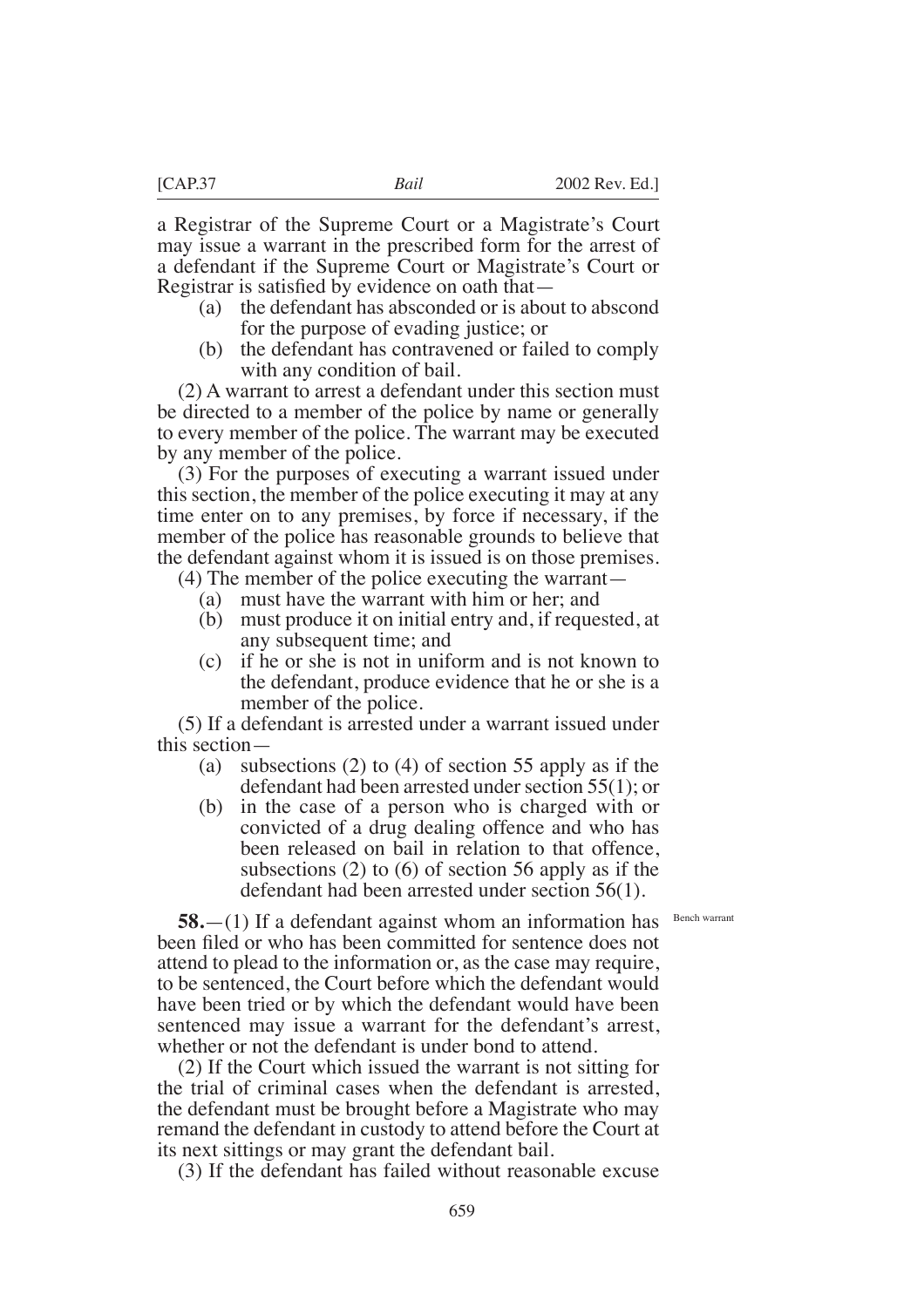a Registrar of the Supreme Court or a Magistrate's Court may issue a warrant in the prescribed form for the arrest of a defendant if the Supreme Court or Magistrate's Court or Registrar is satisfied by evidence on oath that—

(a) the defendant has absconded or is about to abscond for the purpose of evading justice; or

(b) the defendant has contravened or failed to comply with any condition of bail.

(2) A warrant to arrest a defendant under this section must be directed to a member of the police by name or generally to every member of the police. The warrant may be executed by any member of the police.

(3) For the purposes of executing a warrant issued under this section, the member of the police executing it may at any time enter on to any premises, by force if necessary, if the member of the police has reasonable grounds to believe that the defendant against whom it is issued is on those premises.

(4) The member of the police executing the warrant—

(a) must have the warrant with him or her; and

(b) must produce it on initial entry and, if requested, at any subsequent time; and

(c) if he or she is not in uniform and is not known to the defendant, produce evidence that he or she is a member of the police.

(5) If a defendant is arrested under a warrant issued under this section—

(a) subsections (2) to (4) of section 55 apply as if the defendant had been arrested under section 55(1); or

(b) in the case of a person who is charged with or convicted of a drug dealing offence and who has been released on bail in relation to that offence, subsections (2) to (6) of section 56 apply as if the defendant had been arrested under section 56(1).

*Bench warrant*

**58.**—(1) If a defendant against whom an information has been filed or who has been committed for sentence does not attend to plead to the information or, as the case may require, to be sentenced, the Court before which the defendant would have been tried or by which the defendant would have been sentenced may issue a warrant for the defendant's arrest, whether or not the defendant is under bond to attend.

(2) If the Court which issued the warrant is not sitting for the trial of criminal cases when the defendant is arrested, the defendant must be brought before a Magistrate who may remand the defendant in custody to attend before the Court at its next sittings or may grant the defendant bail.

(3) If the defendant has failed without reasonable excuse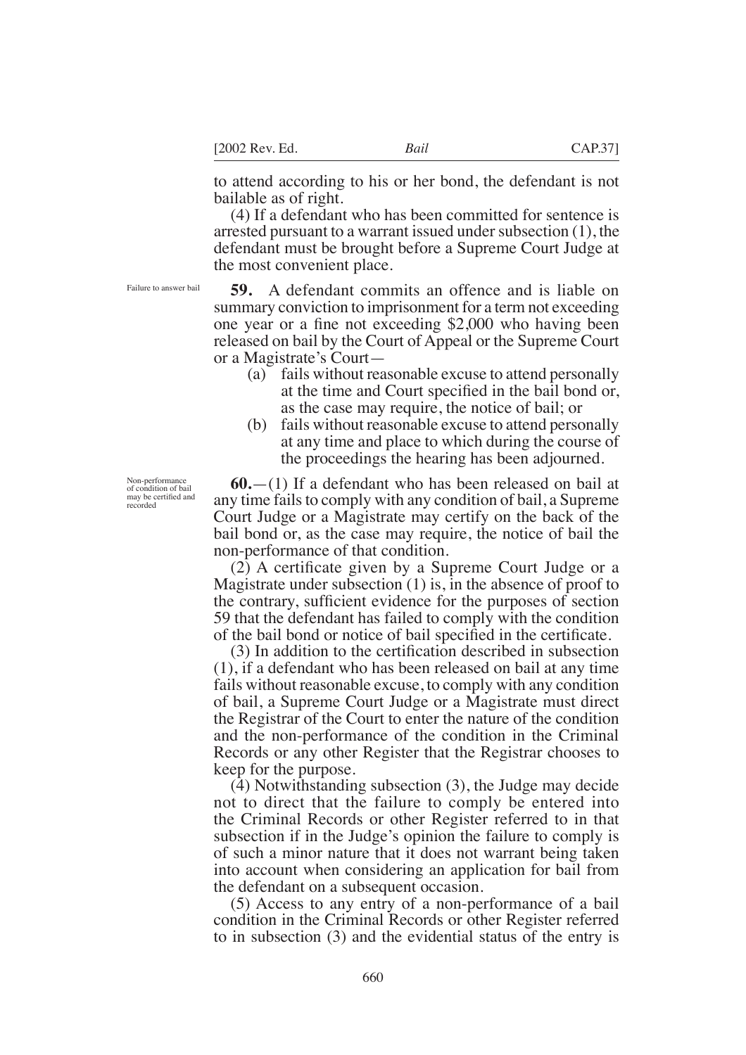to attend according to his or her bond, the defendant is not bailable as of right.

(4) If a defendant who has been committed for sentence is arrested pursuant to a warrant issued under subsection (1), the defendant must be brought before a Supreme Court Judge at the most convenient place.

*Failure to answer bail*

**59.** A defendant commits an offence and is liable on summary conviction to imprisonment for a term not exceeding one year or a fine not exceeding $2,000 who having been released on bail by the Court of Appeal or the Supreme Court or a Magistrate's Court—

- (a) fails without reasonable excuse to attend personally at the time and Court specified in the bail bond or, as the case may require, the notice of bail; or
- (b) fails without reasonable excuse to attend personally at any time and place to which during the course of the proceedings the hearing has been adjourned.

*Non-performance of condition of bail may be certified and recorded*

**60.**—(1) If a defendant who has been released on bail at any time fails to comply with any condition of bail, a Supreme Court Judge or a Magistrate may certify on the back of the bail bond or, as the case may require, the notice of bail the non-performance of that condition.

(2) A certificate given by a Supreme Court Judge or a Magistrate under subsection (1) is, in the absence of proof to the contrary, sufficient evidence for the purposes of section 59 that the defendant has failed to comply with the condition of the bail bond or notice of bail specified in the certificate.

(3) In addition to the certification described in subsection (1), if a defendant who has been released on bail at any time fails without reasonable excuse, to comply with any condition of bail, a Supreme Court Judge or a Magistrate must direct the Registrar of the Court to enter the nature of the condition and the non-performance of the condition in the Criminal Records or any other Register that the Registrar chooses to keep for the purpose.

(4) Notwithstanding subsection (3), the Judge may decide not to direct that the failure to comply be entered into the Criminal Records or other Register referred to in that subsection if in the Judge's opinion the failure to comply is of such a minor nature that it does not warrant being taken into account when considering an application for bail from the defendant on a subsequent occasion.

(5) Access to any entry of a non-performance of a bail condition in the Criminal Records or other Register referred to in subsection (3) and the evidential status of the entry is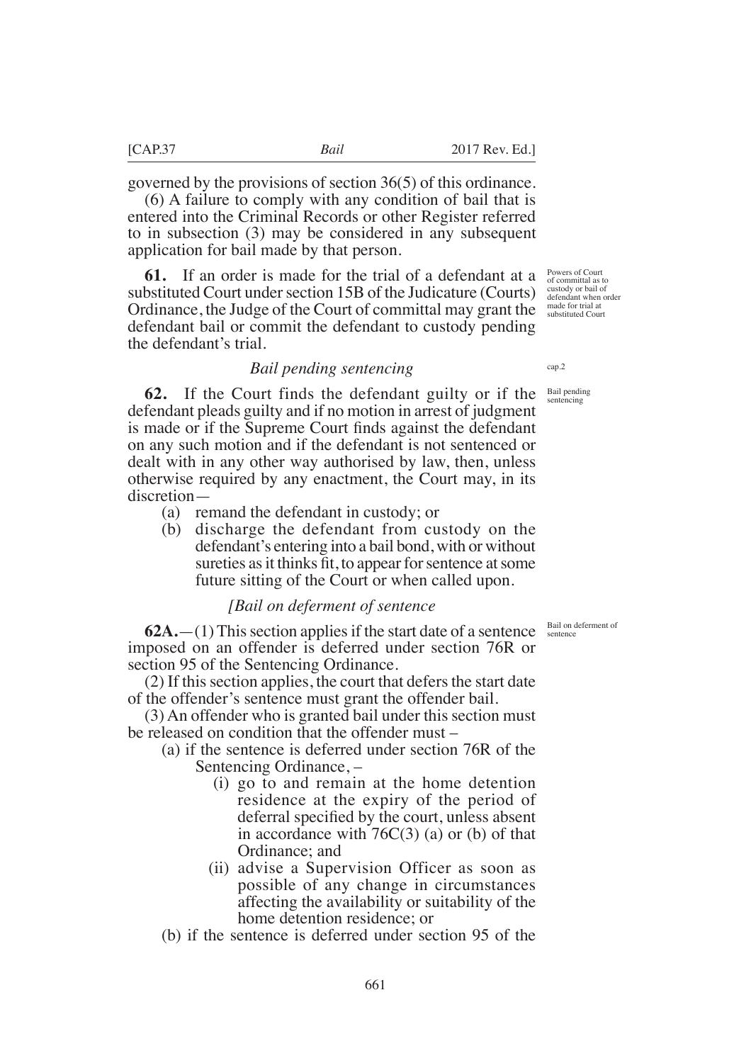governed by the provisions of section 36(5) of this ordinance.

(6) A failure to comply with any condition of bail that is entered into the Criminal Records or other Register referred to in subsection (3) may be considered in any subsequent application for bail made by that person.

*Powers of Court of committal as to custody or bail of defendant when order made for trial at substituted Court*

**61.** If an order is made for the trial of a defendant at a substituted Court under section 15B of the Judicature (Courts) Ordinance, the Judge of the Court of committal may grant the defendant bail or commit the defendant to custody pending the defendant's trial.

*cap.2*

### *Bail pending sentencing*

*Bail pending sentencing*

**62.** If the Court finds the defendant guilty or if the defendant pleads guilty and if no motion in arrest of judgment is made or if the Supreme Court finds against the defendant on any such motion and if the defendant is not sentenced or dealt with in any other way authorised by law, then, unless otherwise required by any enactment, the Court may, in its discretion—

- (a) remand the defendant in custody; or
- (b) discharge the defendant from custody on the defendant's entering into a bail bond, with or without sureties as it thinks fit, to appear for sentence at some future sitting of the Court or when called upon.

### *[Bail on deferment of sentence*

*Bail on deferment of sentence*

**62A.**—(1) This section applies if the start date of a sentence imposed on an offender is deferred under section 76R or section 95 of the Sentencing Ordinance.

(2) If this section applies, the court that defers the start date of the offender's sentence must grant the offender bail.

(3) An offender who is granted bail under this section must be released on condition that the offender must –

- (a) if the sentence is deferred under section 76R of the Sentencing Ordinance, –
  - (i) go to and remain at the home detention residence at the expiry of the period of deferral specified by the court, unless absent in accordance with 76C(3) (a) or (b) of that Ordinance; and
  - (ii) advise a Supervision Officer as soon as possible of any change in circumstances affecting the availability or suitability of the home detention residence; or
- (b) if the sentence is deferred under section 95 of the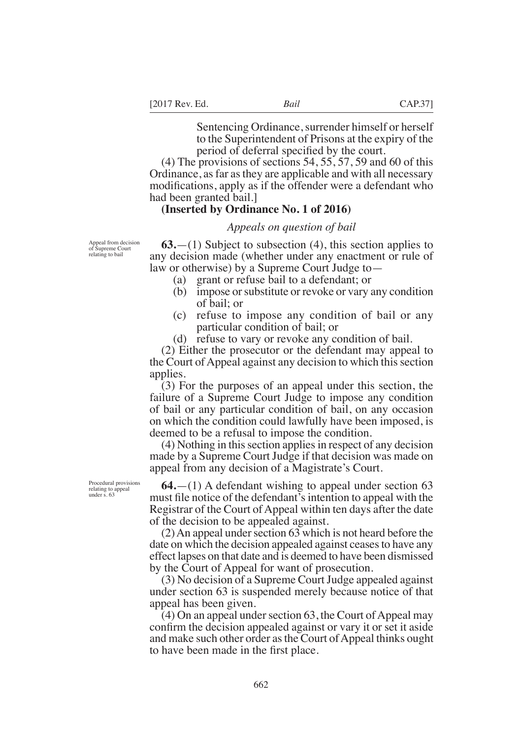Sentencing Ordinance, surrender himself or herself to the Superintendent of Prisons at the expiry of the period of deferral specified by the court.

(4) The provisions of sections 54, 55, 57, 59 and 60 of this Ordinance, as far as they are applicable and with all necessary modifications, apply as if the offender were a defendant who had been granted bail.]

**(Inserted by Ordinance No. 1 of 2016)**

*Appeals on question of bail*

Appeal from decision of Supreme Court relating to bail

**63.**—(1) Subject to subsection (4), this section applies to any decision made (whether under any enactment or rule of law or otherwise) by a Supreme Court Judge to—

(a) grant or refuse bail to a defendant; or

(b) impose or substitute or revoke or vary any condition of bail; or

(c) refuse to impose any condition of bail or any particular condition of bail; or

(d) refuse to vary or revoke any condition of bail.

(2) Either the prosecutor or the defendant may appeal to the Court of Appeal against any decision to which this section applies.

(3) For the purposes of an appeal under this section, the failure of a Supreme Court Judge to impose any condition of bail or any particular condition of bail, on any occasion on which the condition could lawfully have been imposed, is deemed to be a refusal to impose the condition.

(4) Nothing in this section applies in respect of any decision made by a Supreme Court Judge if that decision was made on appeal from any decision of a Magistrate's Court.

Procedural provisions relating to appeal under s. 63

**64.**—(1) A defendant wishing to appeal under section 63 must file notice of the defendant's intention to appeal with the Registrar of the Court of Appeal within ten days after the date of the decision to be appealed against.

(2) An appeal under section 63 which is not heard before the date on which the decision appealed against ceases to have any effect lapses on that date and is deemed to have been dismissed by the Court of Appeal for want of prosecution.

(3) No decision of a Supreme Court Judge appealed against under section 63 is suspended merely because notice of that appeal has been given.

(4) On an appeal under section 63, the Court of Appeal may confirm the decision appealed against or vary it or set it aside and make such other order as the Court of Appeal thinks ought to have been made in the first place.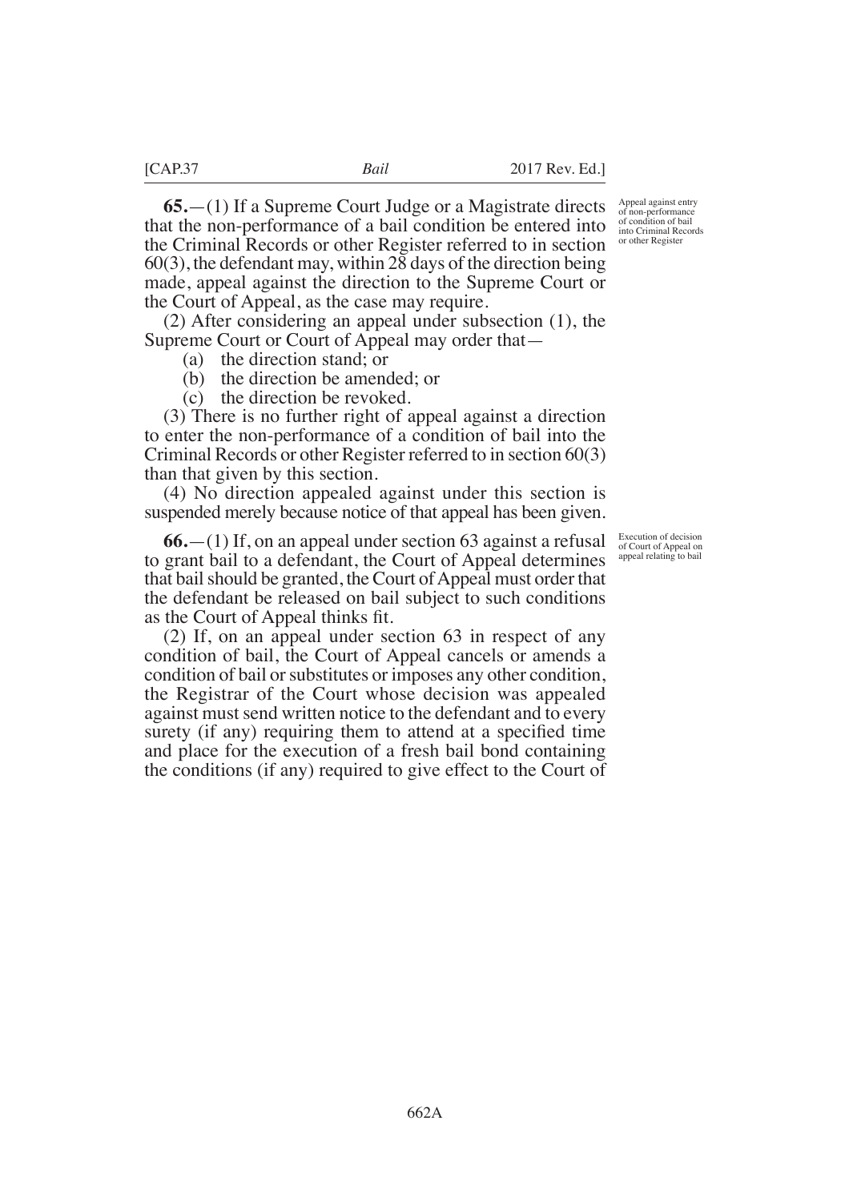**Appeal against entry of non-performance of condition of bail into Criminal Records or other Register**

**65.**—(1) If a Supreme Court Judge or a Magistrate directs that the non-performance of a bail condition be entered into the Criminal Records or other Register referred to in section 60(3), the defendant may, within 28 days of the direction being made, appeal against the direction to the Supreme Court or the Court of Appeal, as the case may require.

(2) After considering an appeal under subsection (1), the Supreme Court or Court of Appeal may order that—

(a) the direction stand; or

(b) the direction be amended; or

(c) the direction be revoked.

(3) There is no further right of appeal against a direction to enter the non-performance of a condition of bail into the Criminal Records or other Register referred to in section 60(3) than that given by this section.

(4) No direction appealed against under this section is suspended merely because notice of that appeal has been given.

**Execution of decision of Court of Appeal on appeal relating to bail**

**66.**—(1) If, on an appeal under section 63 against a refusal to grant bail to a defendant, the Court of Appeal determines that bail should be granted, the Court of Appeal must order that the defendant be released on bail subject to such conditions as the Court of Appeal thinks fit.

(2) If, on an appeal under section 63 in respect of any condition of bail, the Court of Appeal cancels or amends a condition of bail or substitutes or imposes any other condition, the Registrar of the Court whose decision was appealed against must send written notice to the defendant and to every surety (if any) requiring them to attend at a specified time and place for the execution of a fresh bail bond containing the conditions (if any) required to give effect to the Court of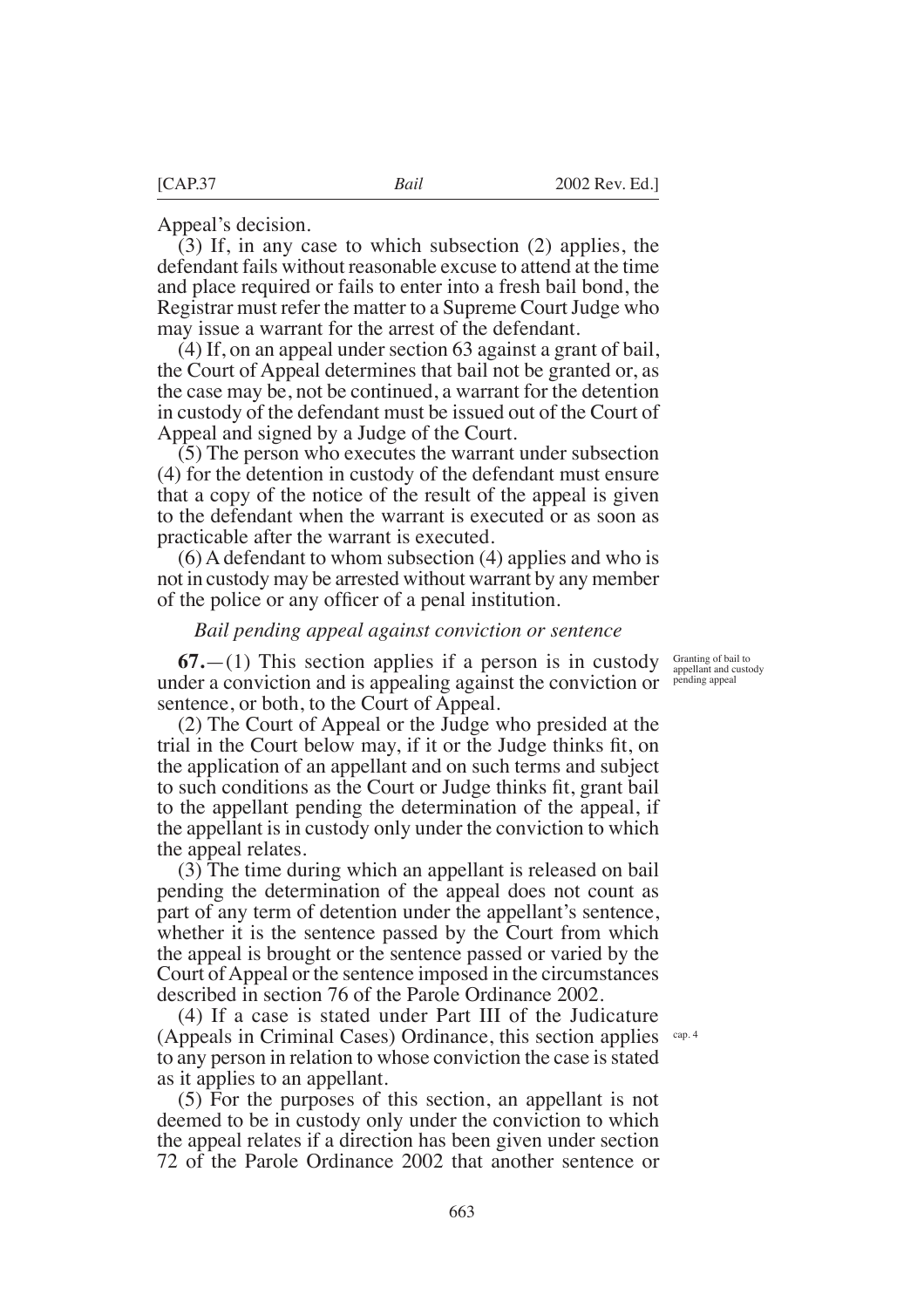Appeal's decision.

(3) If, in any case to which subsection (2) applies, the defendant fails without reasonable excuse to attend at the time and place required or fails to enter into a fresh bail bond, the Registrar must refer the matter to a Supreme Court Judge who may issue a warrant for the arrest of the defendant.

(4) If, on an appeal under section 63 against a grant of bail, the Court of Appeal determines that bail not be granted or, as the case may be, not be continued, a warrant for the detention in custody of the defendant must be issued out of the Court of Appeal and signed by a Judge of the Court.

(5) The person who executes the warrant under subsection (4) for the detention in custody of the defendant must ensure that a copy of the notice of the result of the appeal is given to the defendant when the warrant is executed or as soon as practicable after the warrant is executed.

(6) A defendant to whom subsection (4) applies and who is not in custody may be arrested without warrant by any member of the police or any officer of a penal institution.

*Bail pending appeal against conviction or sentence*

Granting of bail to appellant and custody pending appeal

**67.**—(1) This section applies if a person is in custody under a conviction and is appealing against the conviction or sentence, or both, to the Court of Appeal.

(2) The Court of Appeal or the Judge who presided at the trial in the Court below may, if it or the Judge thinks fit, on the application of an appellant and on such terms and subject to such conditions as the Court or Judge thinks fit, grant bail to the appellant pending the determination of the appeal, if the appellant is in custody only under the conviction to which the appeal relates.

(3) The time during which an appellant is released on bail pending the determination of the appeal does not count as part of any term of detention under the appellant's sentence, whether it is the sentence passed by the Court from which the appeal is brought or the sentence passed or varied by the Court of Appeal or the sentence imposed in the circumstances described in section 76 of the Parole Ordinance 2002.

(4) If a case is stated under Part III of the Judicature (Appeals in Criminal Cases) Ordinance, this section applies to any person in relation to whose conviction the case is stated as it applies to an appellant.

cap. 4

(5) For the purposes of this section, an appellant is not deemed to be in custody only under the conviction to which the appeal relates if a direction has been given under section 72 of the Parole Ordinance 2002 that another sentence or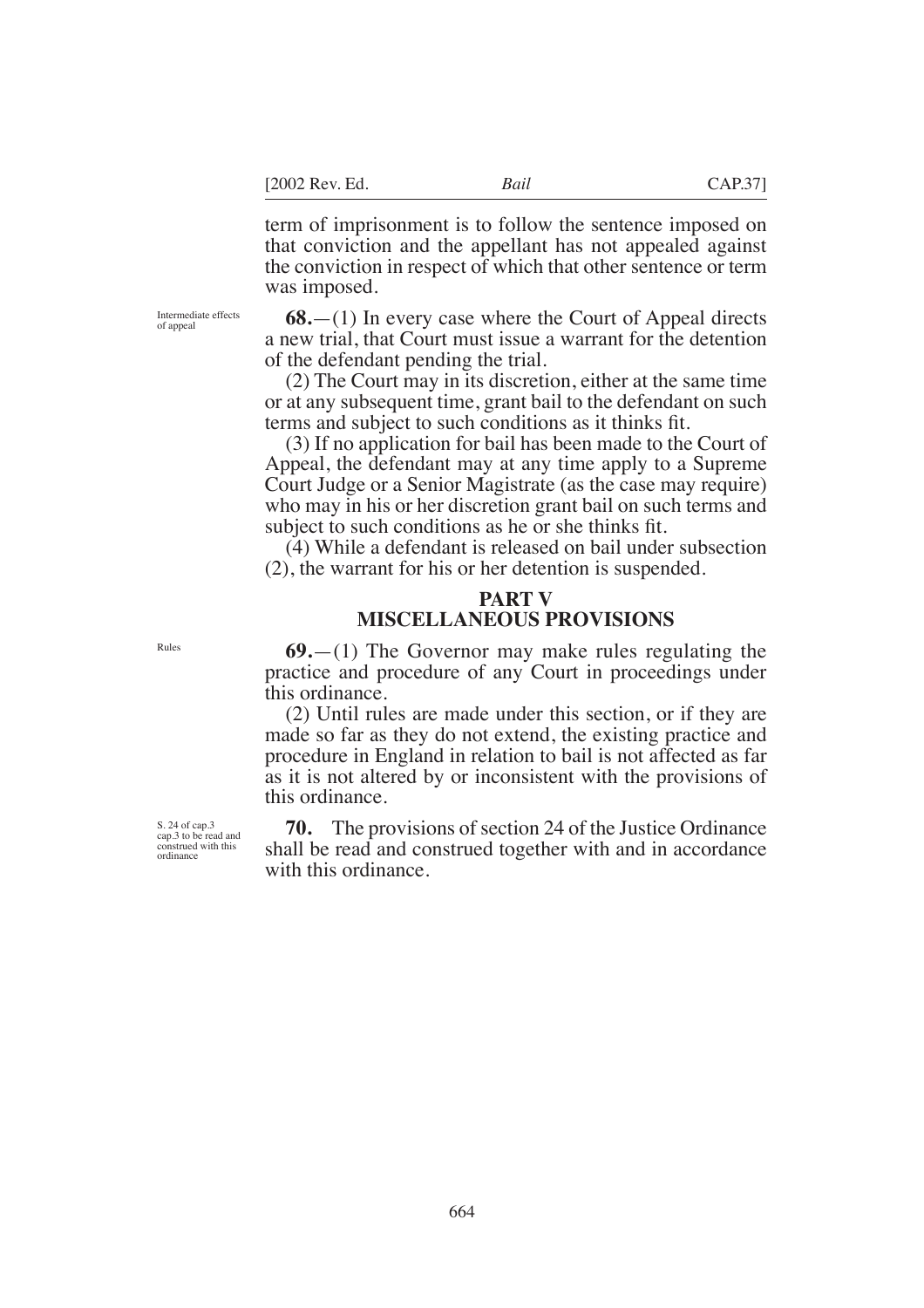term of imprisonment is to follow the sentence imposed on that conviction and the appellant has not appealed against the conviction in respect of which that other sentence or term was imposed.

Intermediate effects of appeal

**68.**—(1) In every case where the Court of Appeal directs a new trial, that Court must issue a warrant for the detention of the defendant pending the trial.

(2) The Court may in its discretion, either at the same time or at any subsequent time, grant bail to the defendant on such terms and subject to such conditions as it thinks fit.

(3) If no application for bail has been made to the Court of Appeal, the defendant may at any time apply to a Supreme Court Judge or a Senior Magistrate (as the case may require) who may in his or her discretion grant bail on such terms and subject to such conditions as he or she thinks fit.

(4) While a defendant is released on bail under subsection (2), the warrant for his or her detention is suspended.

## PART V
## MISCELLANEOUS PROVISIONS

Rules

**69.**—(1) The Governor may make rules regulating the practice and procedure of any Court in proceedings under this ordinance.

(2) Until rules are made under this section, or if they are made so far as they do not extend, the existing practice and procedure in England in relation to bail is not affected as far as it is not altered by or inconsistent with the provisions of this ordinance.

S. 24 of cap.3 cap.3 to be read and construed with this ordinance

**70.** The provisions of section 24 of the Justice Ordinance shall be read and construed together with and in accordance with this ordinance.